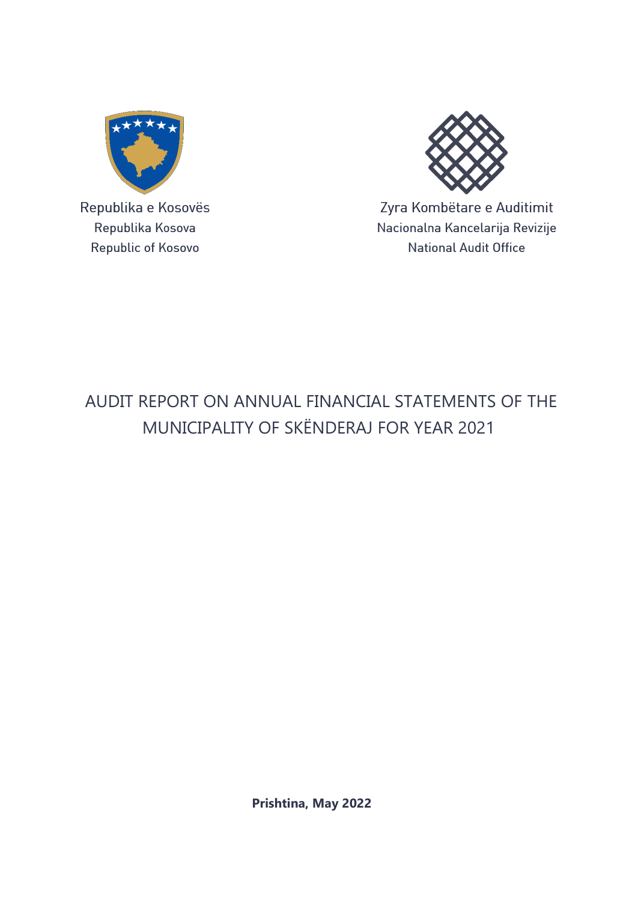Republika e Kosovës
Republika Kosova
Republic of Kosovo

Zyra Kombëtare e Auditimit
Nacionalna Kancelarija Revizije
National Audit Office

# AUDIT REPORT ON ANNUAL FINANCIAL STATEMENTS OF THE MUNICIPALITY OF SKËNDERAJ FOR YEAR 2021

**Prishtina, May 2022**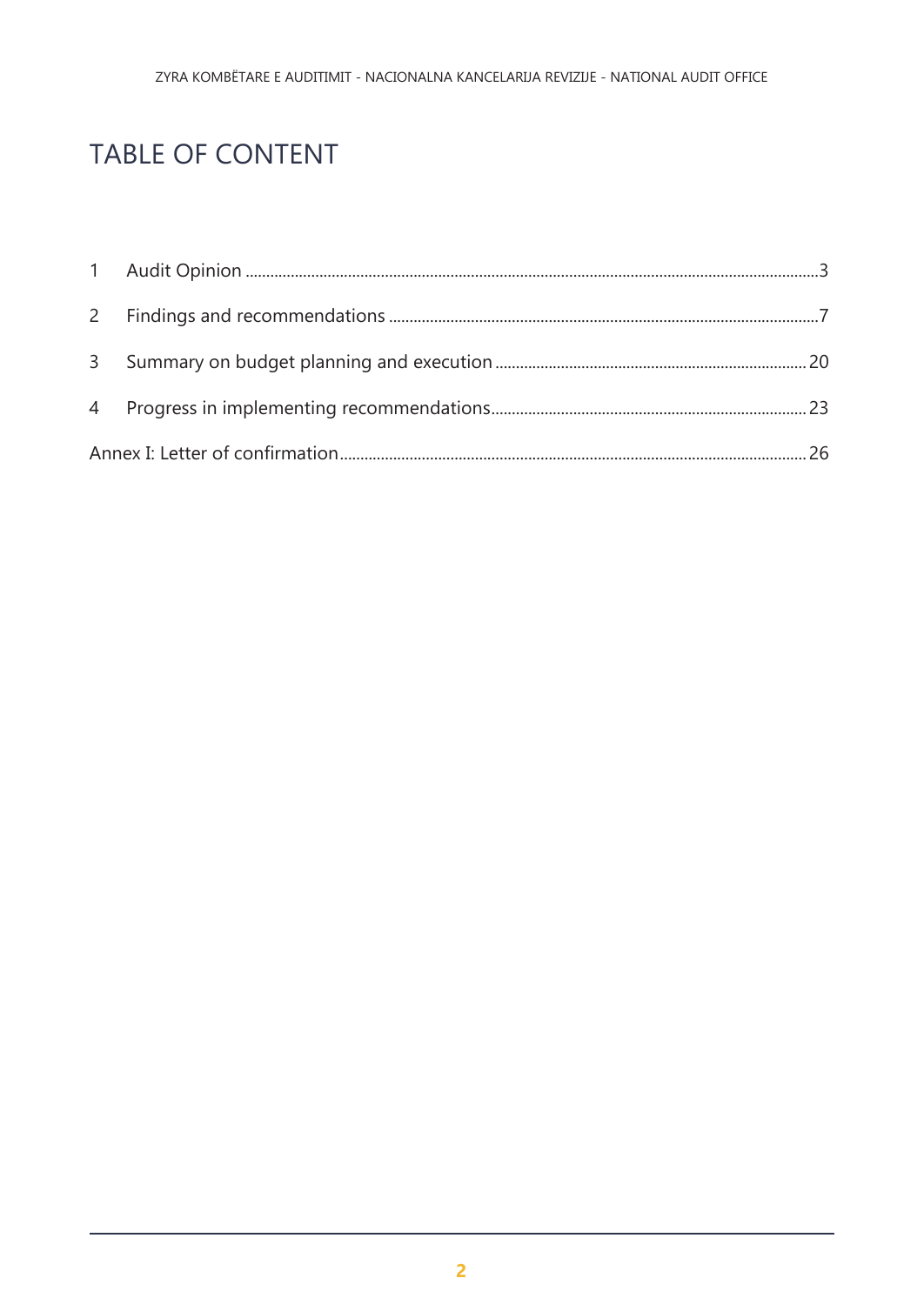# TABLE OF CONTENT

1 Audit Opinion ......................................................................................... 3

2 Findings and recommendations ................................................................ 7

3 Summary on budget planning and execution ............................................ 20

4 Progress in implementing recommendations ............................................ 23

Annex I: Letter of confirmation ................................................................... 26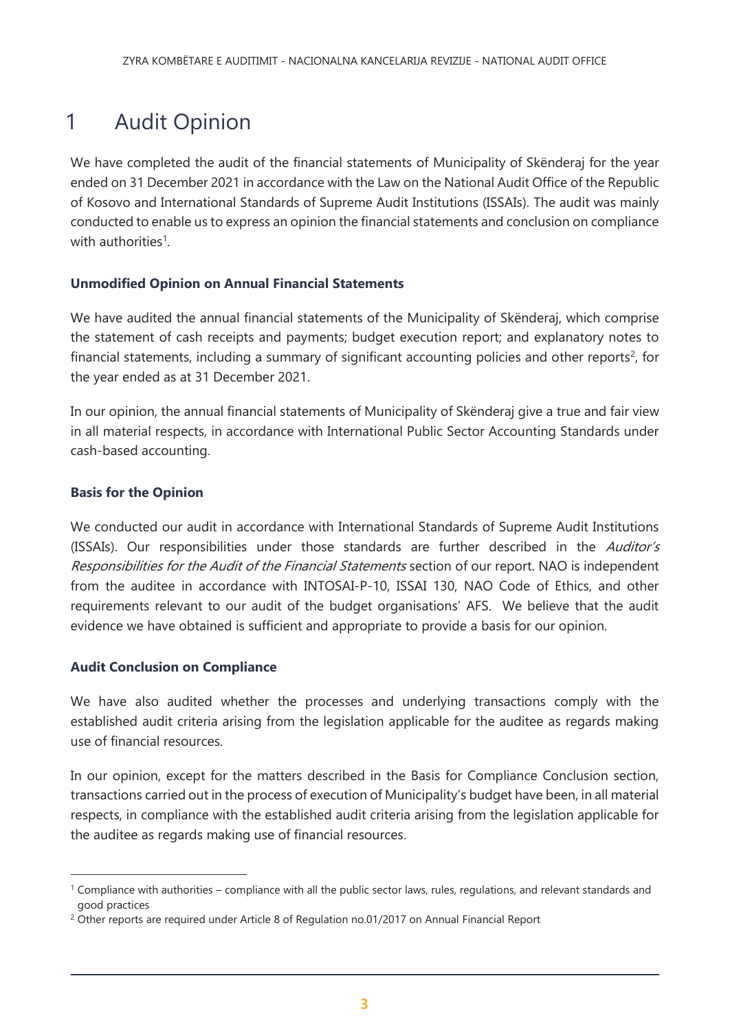# 1 Audit Opinion

We have completed the audit of the financial statements of Municipality of Skënderaj for the year ended on 31 December 2021 in accordance with the Law on the National Audit Office of the Republic of Kosovo and International Standards of Supreme Audit Institutions (ISSAIs). The audit was mainly conducted to enable us to express an opinion the financial statements and conclusion on compliance with authorities[1].

**Unmodified Opinion on Annual Financial Statements**

We have audited the annual financial statements of the Municipality of Skënderaj, which comprise the statement of cash receipts and payments; budget execution report; and explanatory notes to financial statements, including a summary of significant accounting policies and other reports[2], for the year ended as at 31 December 2021.

In our opinion, the annual financial statements of Municipality of Skënderaj give a true and fair view in all material respects, in accordance with International Public Sector Accounting Standards under cash-based accounting.

**Basis for the Opinion**

We conducted our audit in accordance with International Standards of Supreme Audit Institutions (ISSAIs). Our responsibilities under those standards are further described in the *Auditor's Responsibilities for the Audit of the Financial Statements* section of our report. NAO is independent from the auditee in accordance with INTOSAI-P-10, ISSAI 130, NAO Code of Ethics, and other requirements relevant to our audit of the budget organisations' AFS. We believe that the audit evidence we have obtained is sufficient and appropriate to provide a basis for our opinion.

**Audit Conclusion on Compliance**

We have also audited whether the processes and underlying transactions comply with the established audit criteria arising from the legislation applicable for the auditee as regards making use of financial resources.

In our opinion, except for the matters described in the Basis for Compliance Conclusion section, transactions carried out in the process of execution of Municipality's budget have been, in all material respects, in compliance with the established audit criteria arising from the legislation applicable for the auditee as regards making use of financial resources.

[1] Compliance with authorities – compliance with all the public sector laws, rules, regulations, and relevant standards and good practices

[2] Other reports are required under Article 8 of Regulation no.01/2017 on Annual Financial Report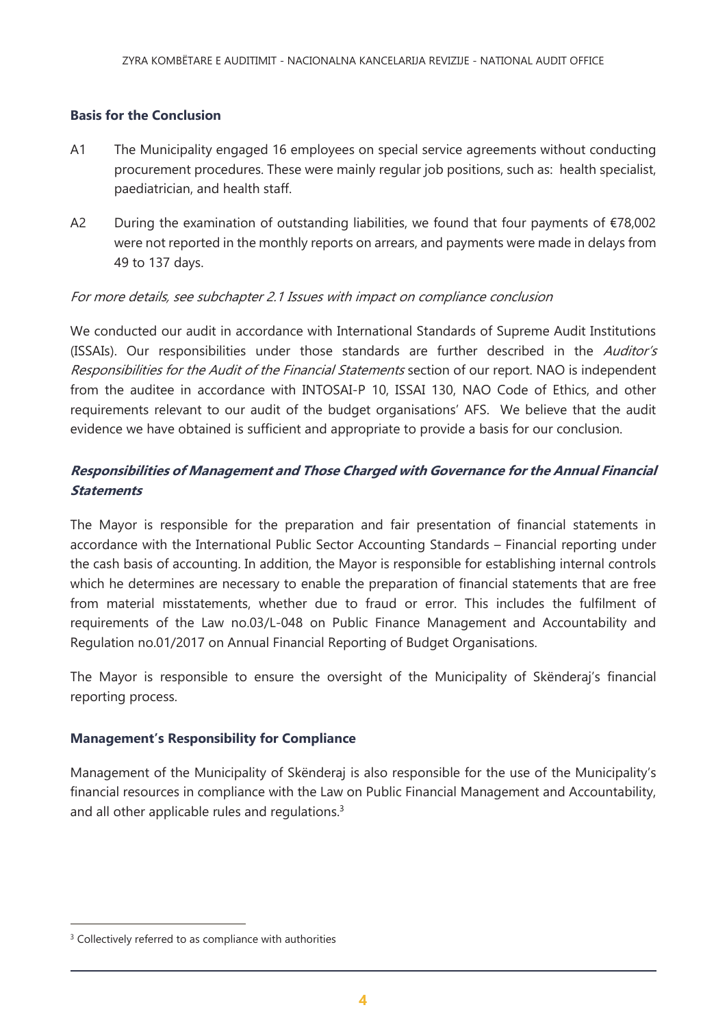### Basis for the Conclusion

A1 The Municipality engaged 16 employees on special service agreements without conducting procurement procedures. These were mainly regular job positions, such as: health specialist, paediatrician, and health staff.

A2 During the examination of outstanding liabilities, we found that four payments of €78,002 were not reported in the monthly reports on arrears, and payments were made in delays from 49 to 137 days.

*For more details, see subchapter 2.1 Issues with impact on compliance conclusion*

We conducted our audit in accordance with International Standards of Supreme Audit Institutions (ISSAIs). Our responsibilities under those standards are further described in the *Auditor's Responsibilities for the Audit of the Financial Statements* section of our report. NAO is independent from the auditee in accordance with INTOSAI-P 10, ISSAI 130, NAO Code of Ethics, and other requirements relevant to our audit of the budget organisations' AFS. We believe that the audit evidence we have obtained is sufficient and appropriate to provide a basis for our conclusion.

### *Responsibilities of Management and Those Charged with Governance for the Annual Financial Statements*

The Mayor is responsible for the preparation and fair presentation of financial statements in accordance with the International Public Sector Accounting Standards – Financial reporting under the cash basis of accounting. In addition, the Mayor is responsible for establishing internal controls which he determines are necessary to enable the preparation of financial statements that are free from material misstatements, whether due to fraud or error. This includes the fulfilment of requirements of the Law no.03/L-048 on Public Finance Management and Accountability and Regulation no.01/2017 on Annual Financial Reporting of Budget Organisations.

The Mayor is responsible to ensure the oversight of the Municipality of Skënderaj's financial reporting process.

### Management's Responsibility for Compliance

Management of the Municipality of Skënderaj is also responsible for the use of the Municipality's financial resources in compliance with the Law on Public Financial Management and Accountability, and all other applicable rules and regulations.[3]

[3] Collectively referred to as compliance with authorities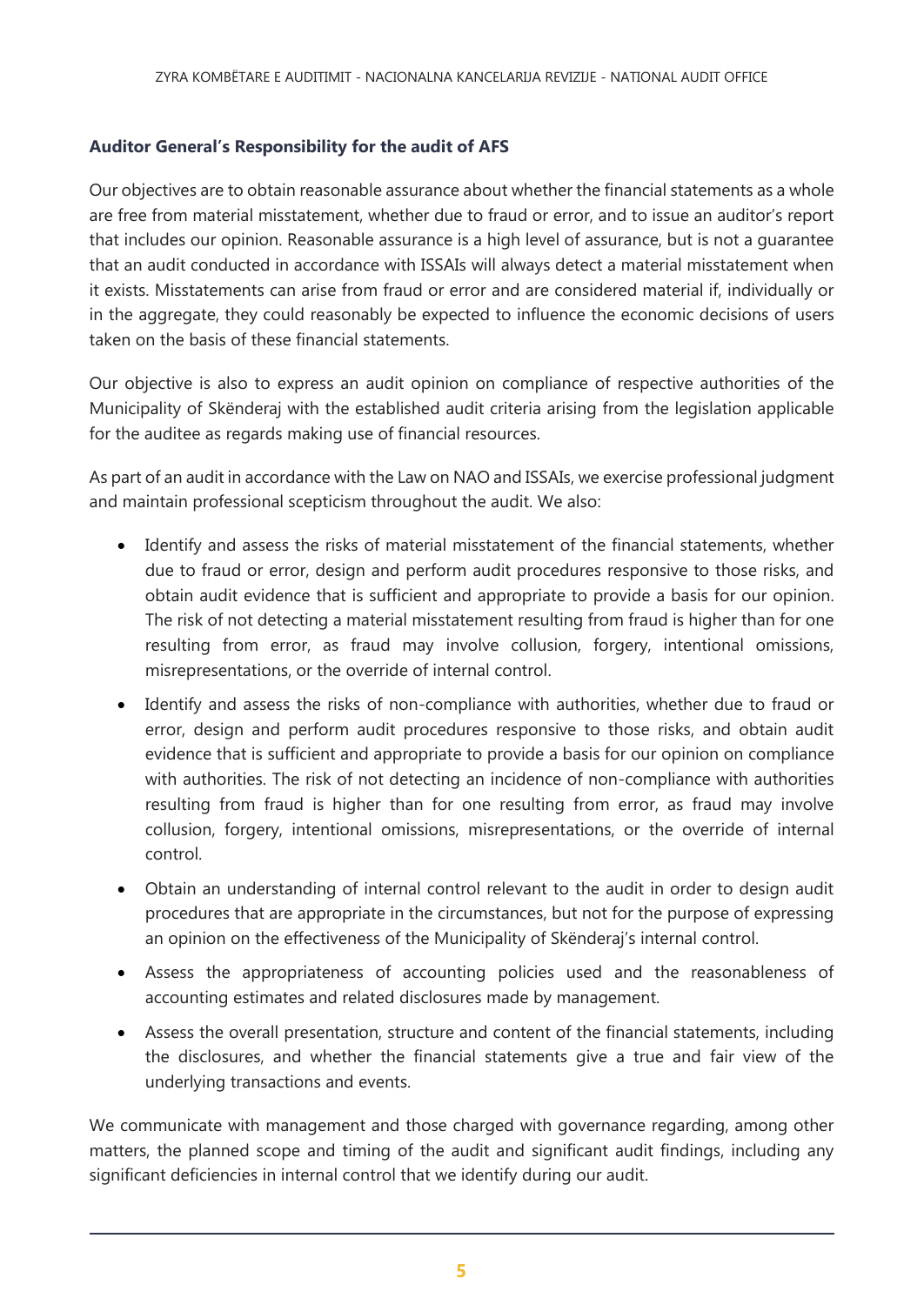**Auditor General's Responsibility for the audit of AFS**

Our objectives are to obtain reasonable assurance about whether the financial statements as a whole are free from material misstatement, whether due to fraud or error, and to issue an auditor's report that includes our opinion. Reasonable assurance is a high level of assurance, but is not a guarantee that an audit conducted in accordance with ISSAIs will always detect a material misstatement when it exists. Misstatements can arise from fraud or error and are considered material if, individually or in the aggregate, they could reasonably be expected to influence the economic decisions of users taken on the basis of these financial statements.

Our objective is also to express an audit opinion on compliance of respective authorities of the Municipality of Skënderaj with the established audit criteria arising from the legislation applicable for the auditee as regards making use of financial resources.

As part of an audit in accordance with the Law on NAO and ISSAIs, we exercise professional judgment and maintain professional scepticism throughout the audit. We also:

- Identify and assess the risks of material misstatement of the financial statements, whether due to fraud or error, design and perform audit procedures responsive to those risks, and obtain audit evidence that is sufficient and appropriate to provide a basis for our opinion. The risk of not detecting a material misstatement resulting from fraud is higher than for one resulting from error, as fraud may involve collusion, forgery, intentional omissions, misrepresentations, or the override of internal control.
- Identify and assess the risks of non-compliance with authorities, whether due to fraud or error, design and perform audit procedures responsive to those risks, and obtain audit evidence that is sufficient and appropriate to provide a basis for our opinion on compliance with authorities. The risk of not detecting an incidence of non-compliance with authorities resulting from fraud is higher than for one resulting from error, as fraud may involve collusion, forgery, intentional omissions, misrepresentations, or the override of internal control.
- Obtain an understanding of internal control relevant to the audit in order to design audit procedures that are appropriate in the circumstances, but not for the purpose of expressing an opinion on the effectiveness of the Municipality of Skënderaj's internal control.
- Assess the appropriateness of accounting policies used and the reasonableness of accounting estimates and related disclosures made by management.
- Assess the overall presentation, structure and content of the financial statements, including the disclosures, and whether the financial statements give a true and fair view of the underlying transactions and events.

We communicate with management and those charged with governance regarding, among other matters, the planned scope and timing of the audit and significant audit findings, including any significant deficiencies in internal control that we identify during our audit.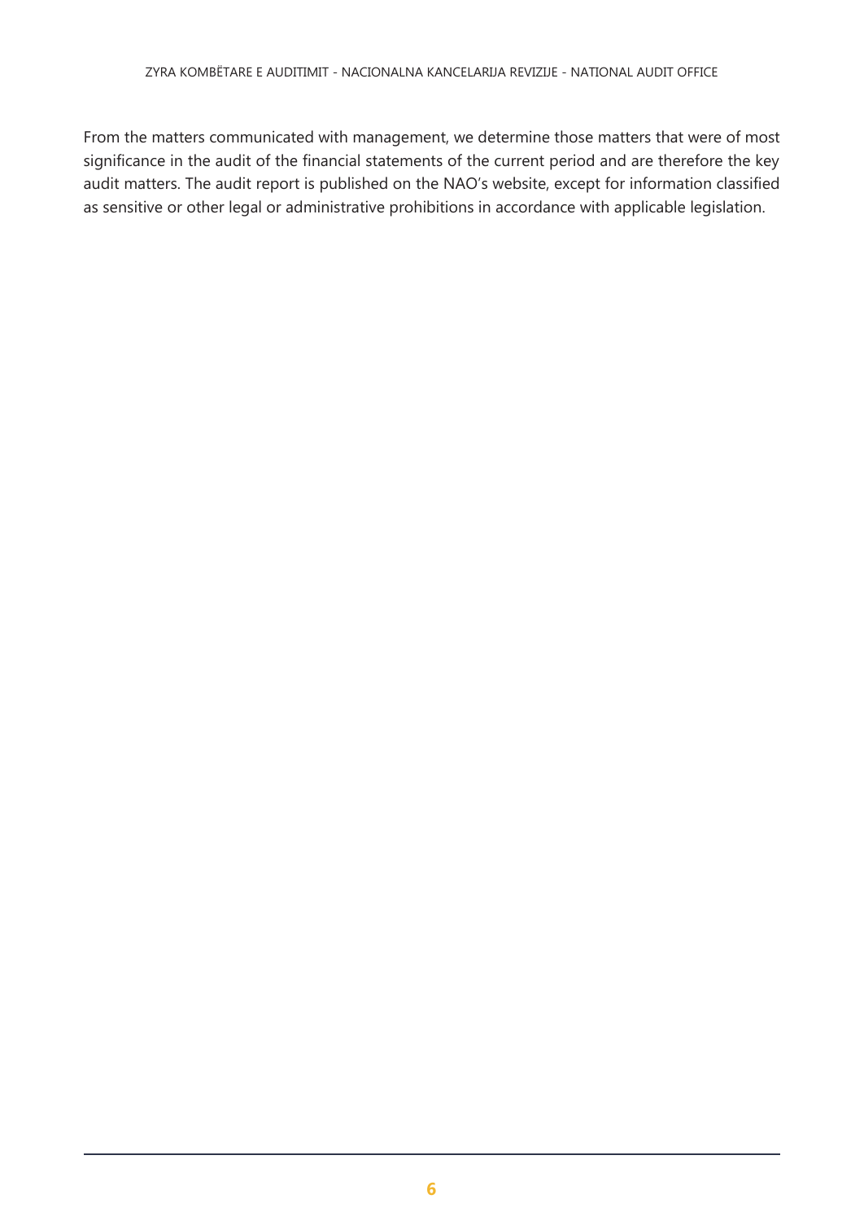From the matters communicated with management, we determine those matters that were of most significance in the audit of the financial statements of the current period and are therefore the key audit matters. The audit report is published on the NAO's website, except for information classified as sensitive or other legal or administrative prohibitions in accordance with applicable legislation.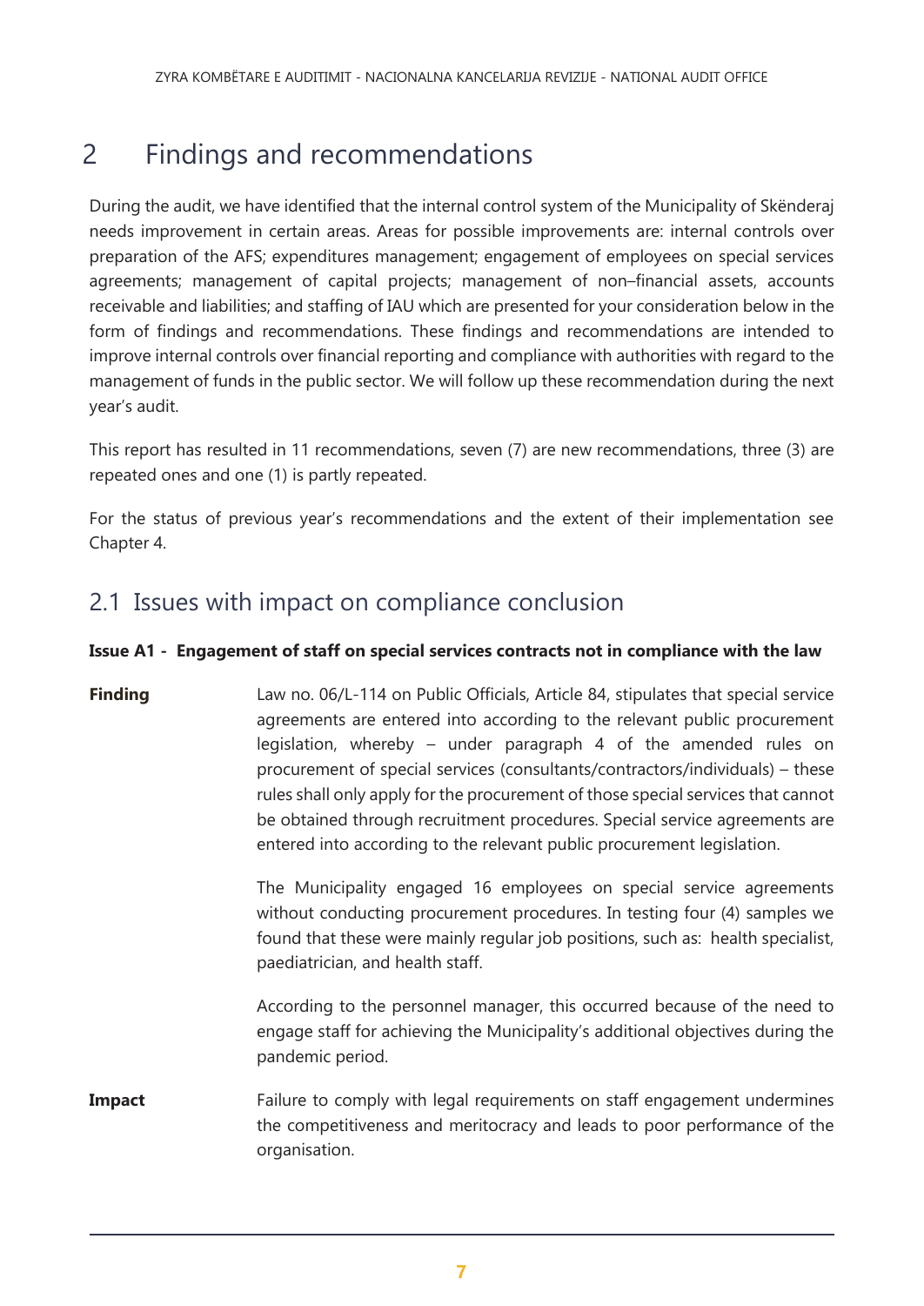# 2 Findings and recommendations

During the audit, we have identified that the internal control system of the Municipality of Skënderaj needs improvement in certain areas. Areas for possible improvements are: internal controls over preparation of the AFS; expenditures management; engagement of employees on special services agreements; management of capital projects; management of non–financial assets, accounts receivable and liabilities; and staffing of IAU which are presented for your consideration below in the form of findings and recommendations. These findings and recommendations are intended to improve internal controls over financial reporting and compliance with authorities with regard to the management of funds in the public sector. We will follow up these recommendation during the next year's audit.

This report has resulted in 11 recommendations, seven (7) are new recommendations, three (3) are repeated ones and one (1) is partly repeated.

For the status of previous year's recommendations and the extent of their implementation see Chapter 4.

## 2.1 Issues with impact on compliance conclusion

**Issue A1 - Engagement of staff on special services contracts not in compliance with the law**

**Finding**

Law no. 06/L-114 on Public Officials, Article 84, stipulates that special service agreements are entered into according to the relevant public procurement legislation, whereby – under paragraph 4 of the amended rules on procurement of special services (consultants/contractors/individuals) – these rules shall only apply for the procurement of those special services that cannot be obtained through recruitment procedures. Special service agreements are entered into according to the relevant public procurement legislation.

The Municipality engaged 16 employees on special service agreements without conducting procurement procedures. In testing four (4) samples we found that these were mainly regular job positions, such as: health specialist, paediatrician, and health staff.

According to the personnel manager, this occurred because of the need to engage staff for achieving the Municipality's additional objectives during the pandemic period.

**Impact**

Failure to comply with legal requirements on staff engagement undermines the competitiveness and meritocracy and leads to poor performance of the organisation.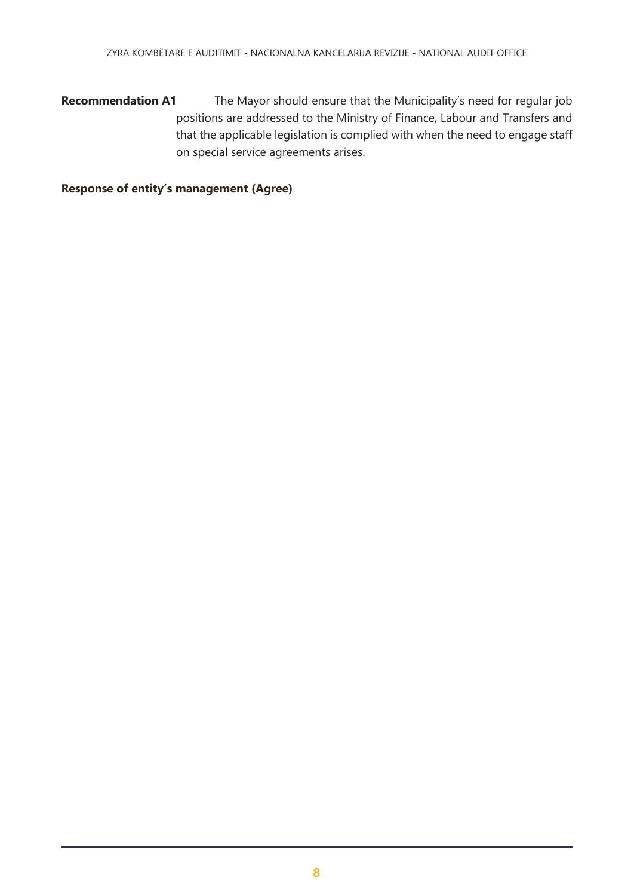**Recommendation A1** The Mayor should ensure that the Municipality's need for regular job positions are addressed to the Ministry of Finance, Labour and Transfers and that the applicable legislation is complied with when the need to engage staff on special service agreements arises.

**Response of entity's management (Agree)**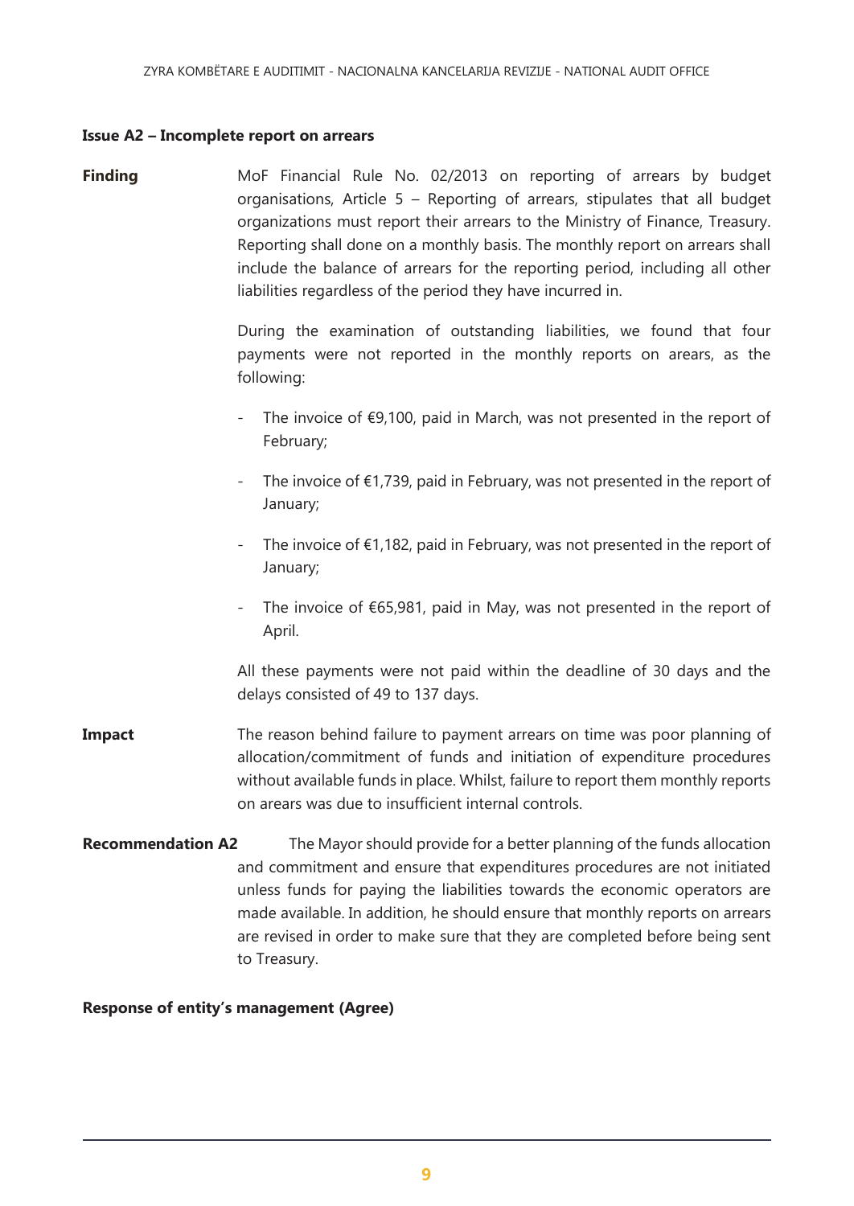**Issue A2 – Incomplete report on arrears**

**Finding** MoF Financial Rule No. 02/2013 on reporting of arrears by budget organisations, Article 5 – Reporting of arrears, stipulates that all budget organizations must report their arrears to the Ministry of Finance, Treasury. Reporting shall done on a monthly basis. The monthly report on arrears shall include the balance of arrears for the reporting period, including all other liabilities regardless of the period they have incurred in.

During the examination of outstanding liabilities, we found that four payments were not reported in the monthly reports on arears, as the following:

- The invoice of €9,100, paid in March, was not presented in the report of February;
- The invoice of €1,739, paid in February, was not presented in the report of January;
- The invoice of €1,182, paid in February, was not presented in the report of January;
- The invoice of €65,981, paid in May, was not presented in the report of April.

All these payments were not paid within the deadline of 30 days and the delays consisted of 49 to 137 days.

**Impact** The reason behind failure to payment arrears on time was poor planning of allocation/commitment of funds and initiation of expenditure procedures without available funds in place. Whilst, failure to report them monthly reports on arears was due to insufficient internal controls.

**Recommendation A2** The Mayor should provide for a better planning of the funds allocation and commitment and ensure that expenditures procedures are not initiated unless funds for paying the liabilities towards the economic operators are made available. In addition, he should ensure that monthly reports on arrears are revised in order to make sure that they are completed before being sent to Treasury.

**Response of entity's management (Agree)**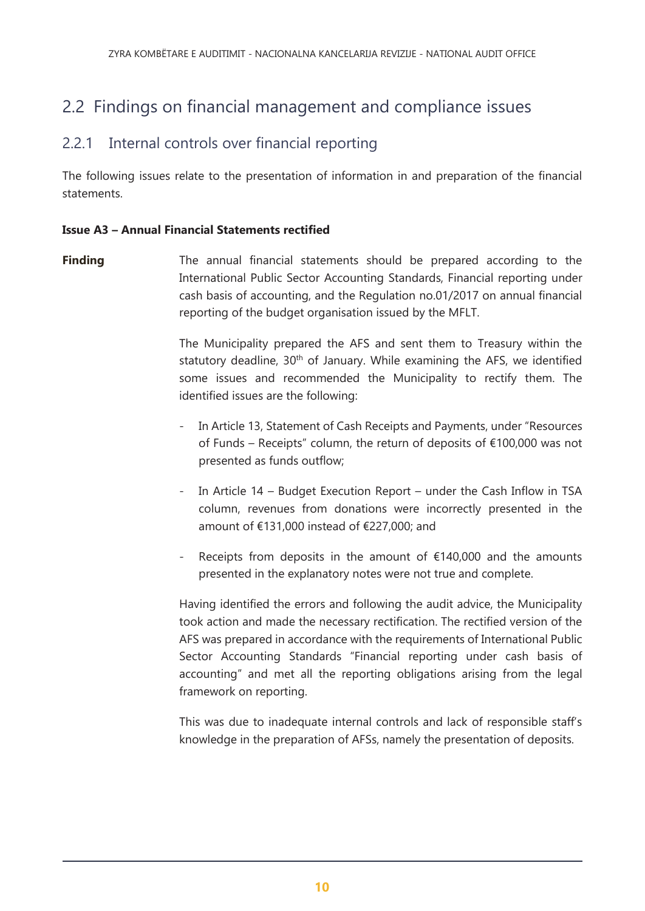## 2.2 Findings on financial management and compliance issues

### 2.2.1 Internal controls over financial reporting

The following issues relate to the presentation of information in and preparation of the financial statements.

**Issue A3 – Annual Financial Statements rectified**

**Finding**

The annual financial statements should be prepared according to the International Public Sector Accounting Standards, Financial reporting under cash basis of accounting, and the Regulation no.01/2017 on annual financial reporting of the budget organisation issued by the MFLT.

The Municipality prepared the AFS and sent them to Treasury within the statutory deadline, 30th of January. While examining the AFS, we identified some issues and recommended the Municipality to rectify them. The identified issues are the following:

- In Article 13, Statement of Cash Receipts and Payments, under "Resources of Funds – Receipts" column, the return of deposits of €100,000 was not presented as funds outflow;
- In Article 14 – Budget Execution Report – under the Cash Inflow in TSA column, revenues from donations were incorrectly presented in the amount of €131,000 instead of €227,000; and
- Receipts from deposits in the amount of €140,000 and the amounts presented in the explanatory notes were not true and complete.

Having identified the errors and following the audit advice, the Municipality took action and made the necessary rectification. The rectified version of the AFS was prepared in accordance with the requirements of International Public Sector Accounting Standards "Financial reporting under cash basis of accounting" and met all the reporting obligations arising from the legal framework on reporting.

This was due to inadequate internal controls and lack of responsible staff's knowledge in the preparation of AFSs, namely the presentation of deposits.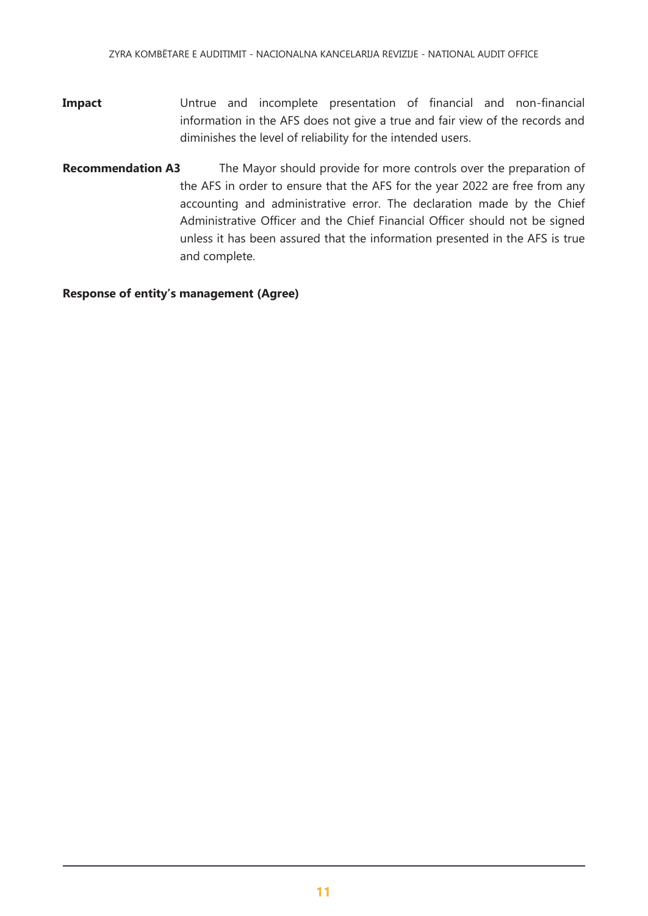**Impact** Untrue and incomplete presentation of financial and non-financial information in the AFS does not give a true and fair view of the records and diminishes the level of reliability for the intended users.

**Recommendation A3** The Mayor should provide for more controls over the preparation of the AFS in order to ensure that the AFS for the year 2022 are free from any accounting and administrative error. The declaration made by the Chief Administrative Officer and the Chief Financial Officer should not be signed unless it has been assured that the information presented in the AFS is true and complete.

**Response of entity's management (Agree)**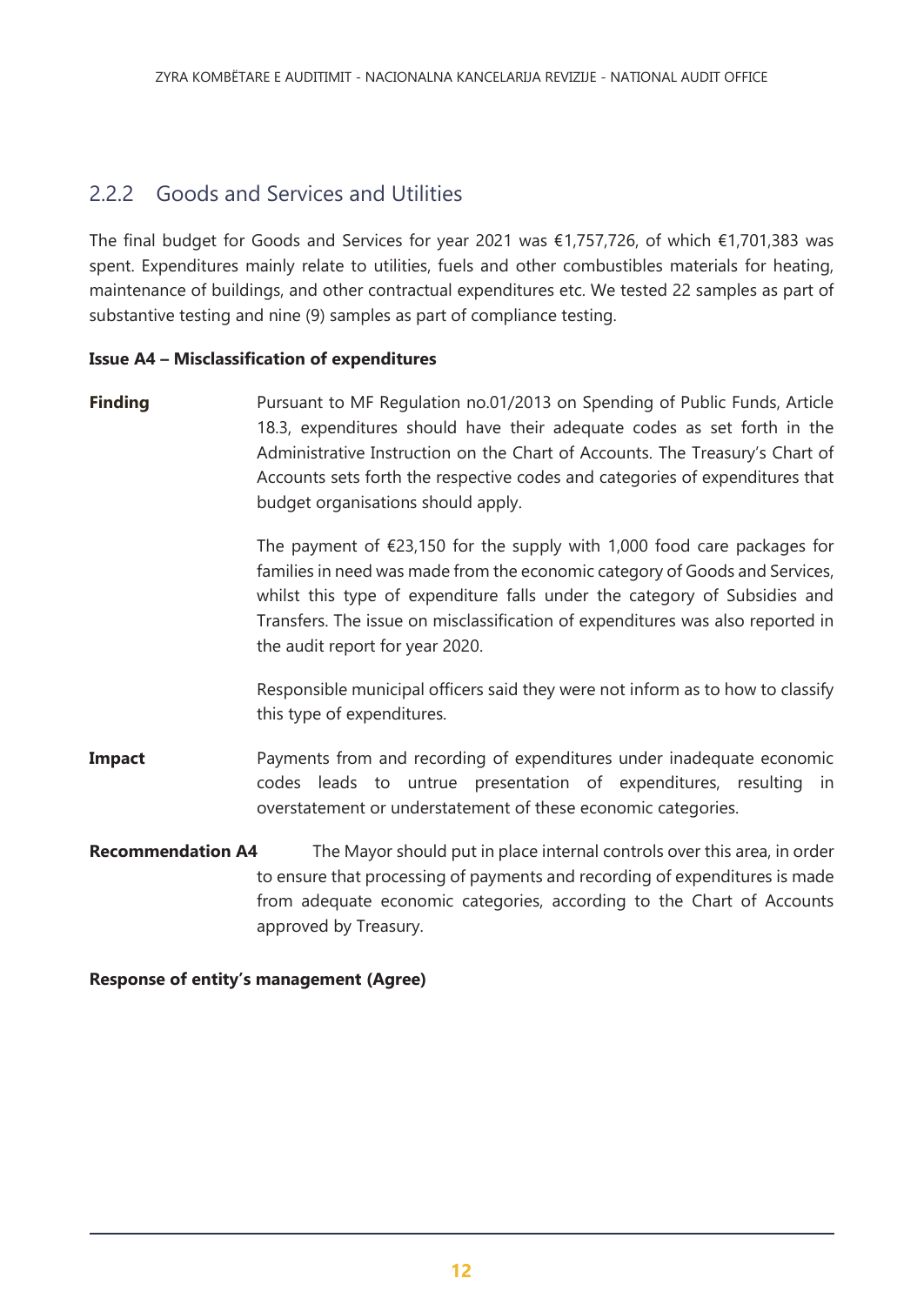### 2.2.2 Goods and Services and Utilities

The final budget for Goods and Services for year 2021 was €1,757,726, of which €1,701,383 was spent. Expenditures mainly relate to utilities, fuels and other combustibles materials for heating, maintenance of buildings, and other contractual expenditures etc. We tested 22 samples as part of substantive testing and nine (9) samples as part of compliance testing.

**Issue A4 – Misclassification of expenditures**

**Finding**

Pursuant to MF Regulation no.01/2013 on Spending of Public Funds, Article 18.3, expenditures should have their adequate codes as set forth in the Administrative Instruction on the Chart of Accounts. The Treasury's Chart of Accounts sets forth the respective codes and categories of expenditures that budget organisations should apply.

The payment of €23,150 for the supply with 1,000 food care packages for families in need was made from the economic category of Goods and Services, whilst this type of expenditure falls under the category of Subsidies and Transfers. The issue on misclassification of expenditures was also reported in the audit report for year 2020.

Responsible municipal officers said they were not inform as to how to classify this type of expenditures.

**Impact**

Payments from and recording of expenditures under inadequate economic codes leads to untrue presentation of expenditures, resulting in overstatement or understatement of these economic categories.

**Recommendation A4**

The Mayor should put in place internal controls over this area, in order to ensure that processing of payments and recording of expenditures is made from adequate economic categories, according to the Chart of Accounts approved by Treasury.

**Response of entity's management (Agree)**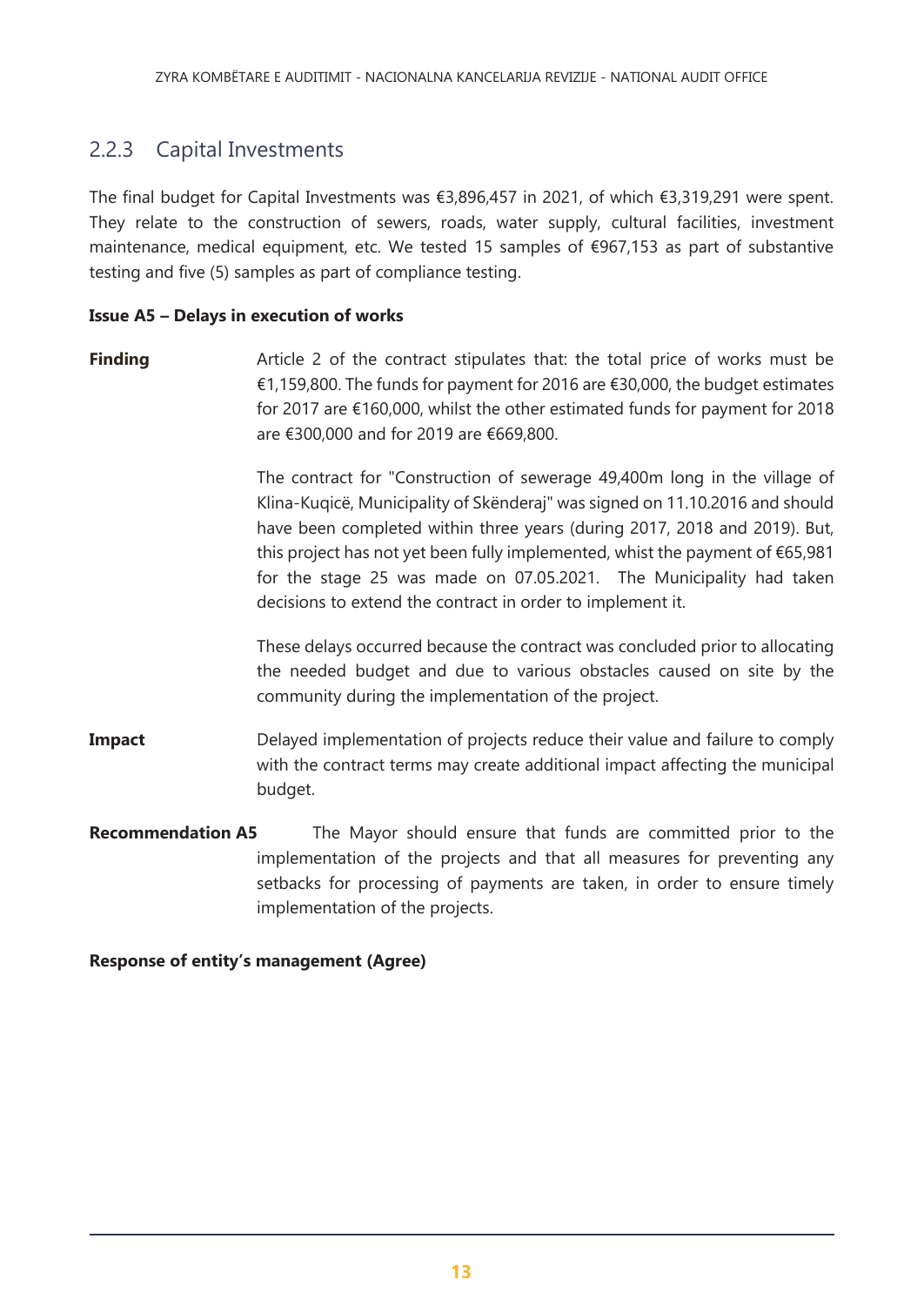## 2.2.3 Capital Investments

The final budget for Capital Investments was €3,896,457 in 2021, of which €3,319,291 were spent. They relate to the construction of sewers, roads, water supply, cultural facilities, investment maintenance, medical equipment, etc. We tested 15 samples of €967,153 as part of substantive testing and five (5) samples as part of compliance testing.

**Issue A5 – Delays in execution of works**

**Finding**

Article 2 of the contract stipulates that: the total price of works must be €1,159,800. The funds for payment for 2016 are €30,000, the budget estimates for 2017 are €160,000, whilst the other estimated funds for payment for 2018 are €300,000 and for 2019 are €669,800.

The contract for "Construction of sewerage 49,400m long in the village of Klina-Kuqicë, Municipality of Skënderaj" was signed on 11.10.2016 and should have been completed within three years (during 2017, 2018 and 2019). But, this project has not yet been fully implemented, whist the payment of €65,981 for the stage 25 was made on 07.05.2021. The Municipality had taken decisions to extend the contract in order to implement it.

These delays occurred because the contract was concluded prior to allocating the needed budget and due to various obstacles caused on site by the community during the implementation of the project.

**Impact**

Delayed implementation of projects reduce their value and failure to comply with the contract terms may create additional impact affecting the municipal budget.

**Recommendation A5**

The Mayor should ensure that funds are committed prior to the implementation of the projects and that all measures for preventing any setbacks for processing of payments are taken, in order to ensure timely implementation of the projects.

**Response of entity's management (Agree)**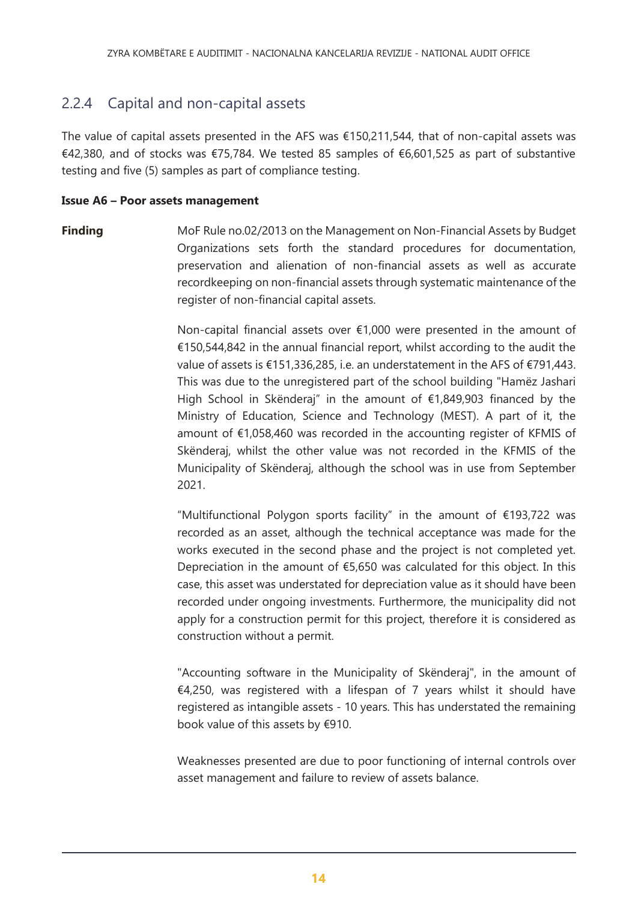## 2.2.4 Capital and non-capital assets

The value of capital assets presented in the AFS was €150,211,544, that of non-capital assets was €42,380, and of stocks was €75,784. We tested 85 samples of €6,601,525 as part of substantive testing and five (5) samples as part of compliance testing.

**Issue A6 – Poor assets management**

**Finding**

MoF Rule no.02/2013 on the Management on Non-Financial Assets by Budget Organizations sets forth the standard procedures for documentation, preservation and alienation of non-financial assets as well as accurate recordkeeping on non-financial assets through systematic maintenance of the register of non-financial capital assets.

Non-capital financial assets over €1,000 were presented in the amount of €150,544,842 in the annual financial report, whilst according to the audit the value of assets is €151,336,285, i.e. an understatement in the AFS of €791,443. This was due to the unregistered part of the school building "Hamëz Jashari High School in Skënderaj" in the amount of €1,849,903 financed by the Ministry of Education, Science and Technology (MEST). A part of it, the amount of €1,058,460 was recorded in the accounting register of KFMIS of Skënderaj, whilst the other value was not recorded in the KFMIS of the Municipality of Skënderaj, although the school was in use from September 2021.

"Multifunctional Polygon sports facility" in the amount of €193,722 was recorded as an asset, although the technical acceptance was made for the works executed in the second phase and the project is not completed yet. Depreciation in the amount of €5,650 was calculated for this object. In this case, this asset was understated for depreciation value as it should have been recorded under ongoing investments. Furthermore, the municipality did not apply for a construction permit for this project, therefore it is considered as construction without a permit.

"Accounting software in the Municipality of Skënderaj", in the amount of €4,250, was registered with a lifespan of 7 years whilst it should have registered as intangible assets - 10 years. This has understated the remaining book value of this assets by €910.

Weaknesses presented are due to poor functioning of internal controls over asset management and failure to review of assets balance.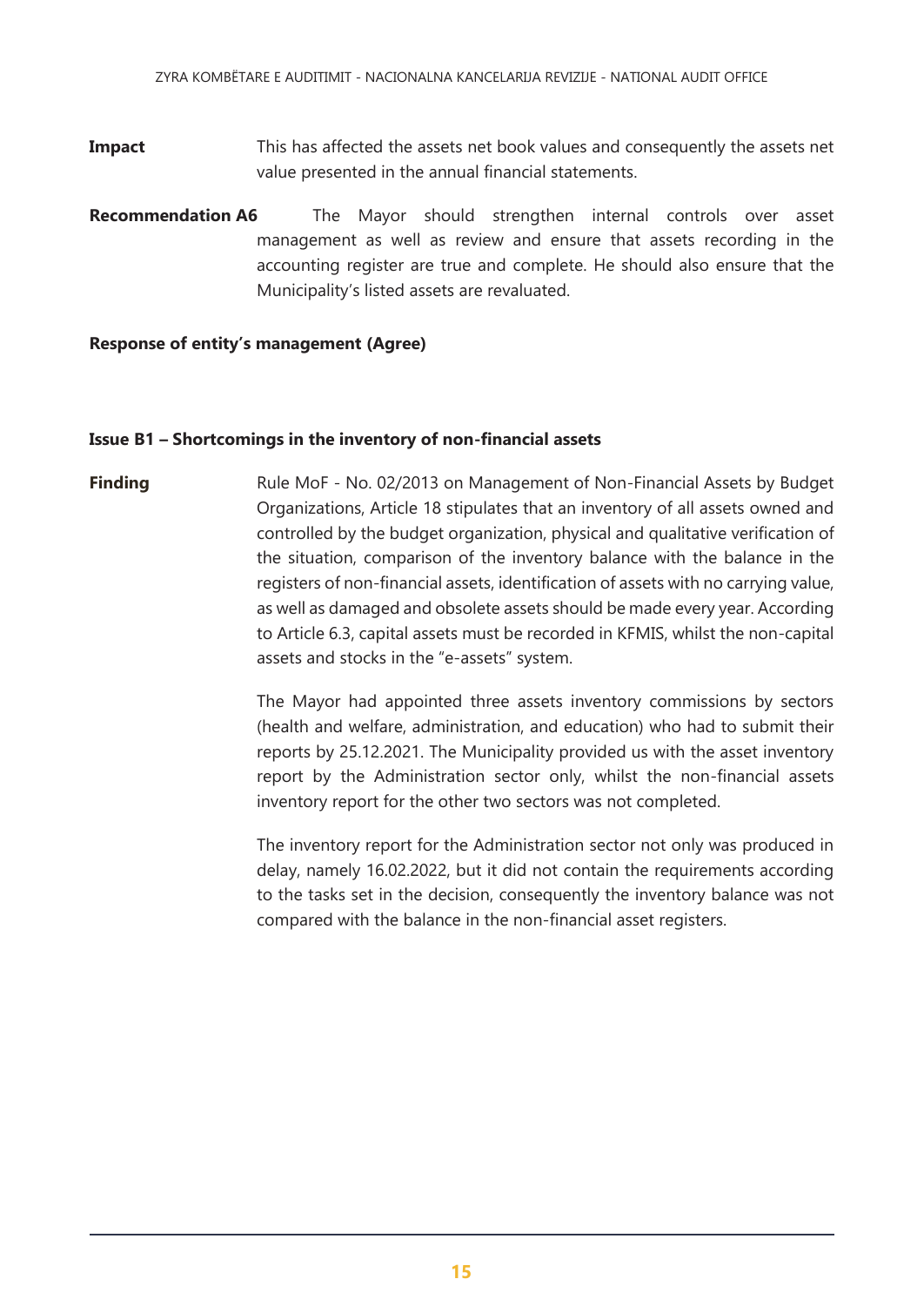**Impact** This has affected the assets net book values and consequently the assets net value presented in the annual financial statements.

**Recommendation A6** The Mayor should strengthen internal controls over asset management as well as review and ensure that assets recording in the accounting register are true and complete. He should also ensure that the Municipality's listed assets are revaluated.

**Response of entity's management (Agree)**

**Issue B1 – Shortcomings in the inventory of non-financial assets**

**Finding** Rule MoF - No. 02/2013 on Management of Non-Financial Assets by Budget Organizations, Article 18 stipulates that an inventory of all assets owned and controlled by the budget organization, physical and qualitative verification of the situation, comparison of the inventory balance with the balance in the registers of non-financial assets, identification of assets with no carrying value, as well as damaged and obsolete assets should be made every year. According to Article 6.3, capital assets must be recorded in KFMIS, whilst the non-capital assets and stocks in the "e-assets" system.

The Mayor had appointed three assets inventory commissions by sectors (health and welfare, administration, and education) who had to submit their reports by 25.12.2021. The Municipality provided us with the asset inventory report by the Administration sector only, whilst the non-financial assets inventory report for the other two sectors was not completed.

The inventory report for the Administration sector not only was produced in delay, namely 16.02.2022, but it did not contain the requirements according to the tasks set in the decision, consequently the inventory balance was not compared with the balance in the non-financial asset registers.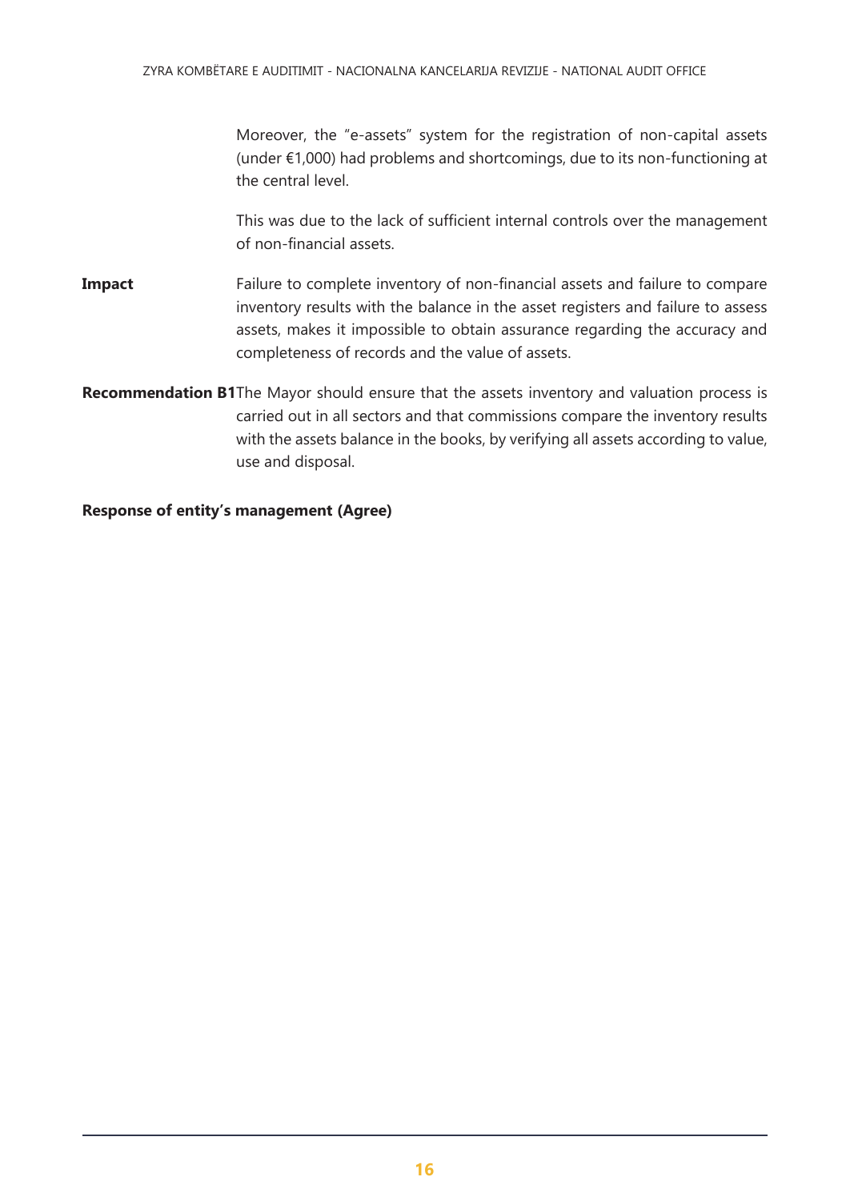Moreover, the "e-assets" system for the registration of non-capital assets (under €1,000) had problems and shortcomings, due to its non-functioning at the central level.

This was due to the lack of sufficient internal controls over the management of non-financial assets.

**Impact** Failure to complete inventory of non-financial assets and failure to compare inventory results with the balance in the asset registers and failure to assess assets, makes it impossible to obtain assurance regarding the accuracy and completeness of records and the value of assets.

**Recommendation B1** The Mayor should ensure that the assets inventory and valuation process is carried out in all sectors and that commissions compare the inventory results with the assets balance in the books, by verifying all assets according to value, use and disposal.

**Response of entity's management (Agree)**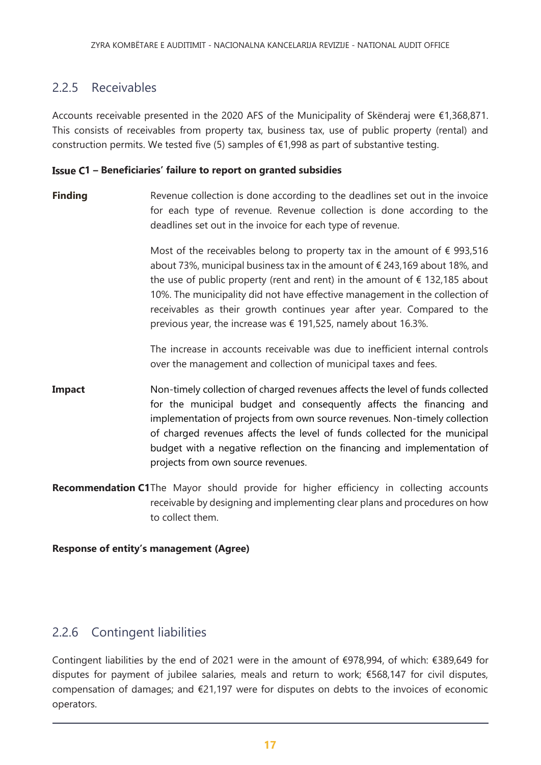## 2.2.5 Receivables

Accounts receivable presented in the 2020 AFS of the Municipality of Skënderaj were €1,368,871. This consists of receivables from property tax, business tax, use of public property (rental) and construction permits. We tested five (5) samples of €1,998 as part of substantive testing.

**Issue C1 – Beneficiaries' failure to report on granted subsidies**

**Finding** Revenue collection is done according to the deadlines set out in the invoice for each type of revenue. Revenue collection is done according to the deadlines set out in the invoice for each type of revenue.

Most of the receivables belong to property tax in the amount of € 993,516 about 73%, municipal business tax in the amount of € 243,169 about 18%, and the use of public property (rent and rent) in the amount of € 132,185 about 10%. The municipality did not have effective management in the collection of receivables as their growth continues year after year. Compared to the previous year, the increase was € 191,525, namely about 16.3%.

The increase in accounts receivable was due to inefficient internal controls over the management and collection of municipal taxes and fees.

**Impact** Non-timely collection of charged revenues affects the level of funds collected for the municipal budget and consequently affects the financing and implementation of projects from own source revenues. Non-timely collection of charged revenues affects the level of funds collected for the municipal budget with a negative reflection on the financing and implementation of projects from own source revenues.

**Recommendation C1** The Mayor should provide for higher efficiency in collecting accounts receivable by designing and implementing clear plans and procedures on how to collect them.

**Response of entity's management (Agree)**

## 2.2.6 Contingent liabilities

Contingent liabilities by the end of 2021 were in the amount of €978,994, of which: €389,649 for disputes for payment of jubilee salaries, meals and return to work; €568,147 for civil disputes, compensation of damages; and €21,197 were for disputes on debts to the invoices of economic operators.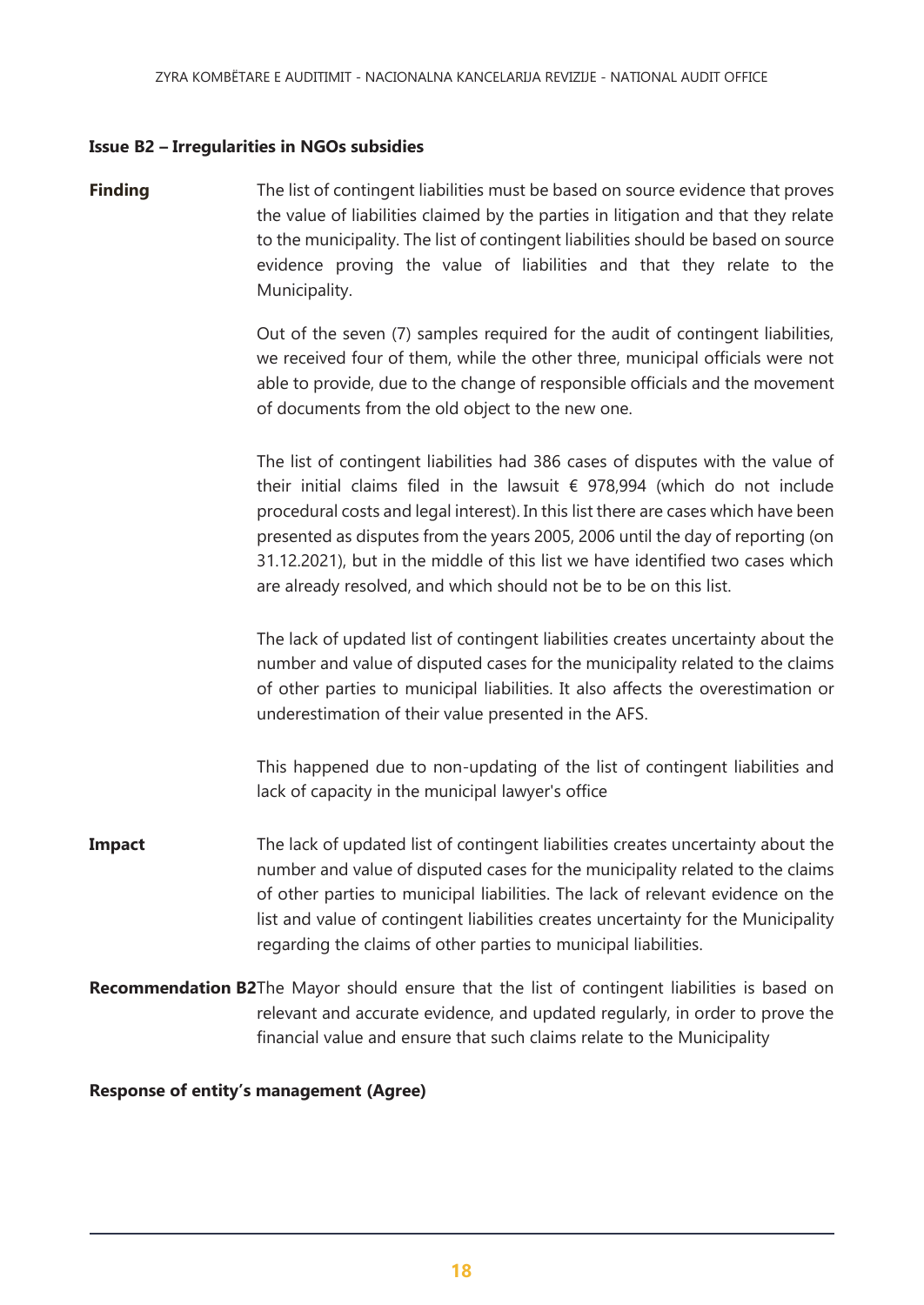**Issue B2 – Irregularities in NGOs subsidies**

**Finding**

The list of contingent liabilities must be based on source evidence that proves the value of liabilities claimed by the parties in litigation and that they relate to the municipality. The list of contingent liabilities should be based on source evidence proving the value of liabilities and that they relate to the Municipality.

Out of the seven (7) samples required for the audit of contingent liabilities, we received four of them, while the other three, municipal officials were not able to provide, due to the change of responsible officials and the movement of documents from the old object to the new one.

The list of contingent liabilities had 386 cases of disputes with the value of their initial claims filed in the lawsuit € 978,994 (which do not include procedural costs and legal interest). In this list there are cases which have been presented as disputes from the years 2005, 2006 until the day of reporting (on 31.12.2021), but in the middle of this list we have identified two cases which are already resolved, and which should not be to be on this list.

The lack of updated list of contingent liabilities creates uncertainty about the number and value of disputed cases for the municipality related to the claims of other parties to municipal liabilities. It also affects the overestimation or underestimation of their value presented in the AFS.

This happened due to non-updating of the list of contingent liabilities and lack of capacity in the municipal lawyer's office

**Impact**

The lack of updated list of contingent liabilities creates uncertainty about the number and value of disputed cases for the municipality related to the claims of other parties to municipal liabilities. The lack of relevant evidence on the list and value of contingent liabilities creates uncertainty for the Municipality regarding the claims of other parties to municipal liabilities.

**Recommendation B2**

The Mayor should ensure that the list of contingent liabilities is based on relevant and accurate evidence, and updated regularly, in order to prove the financial value and ensure that such claims relate to the Municipality

**Response of entity's management (Agree)**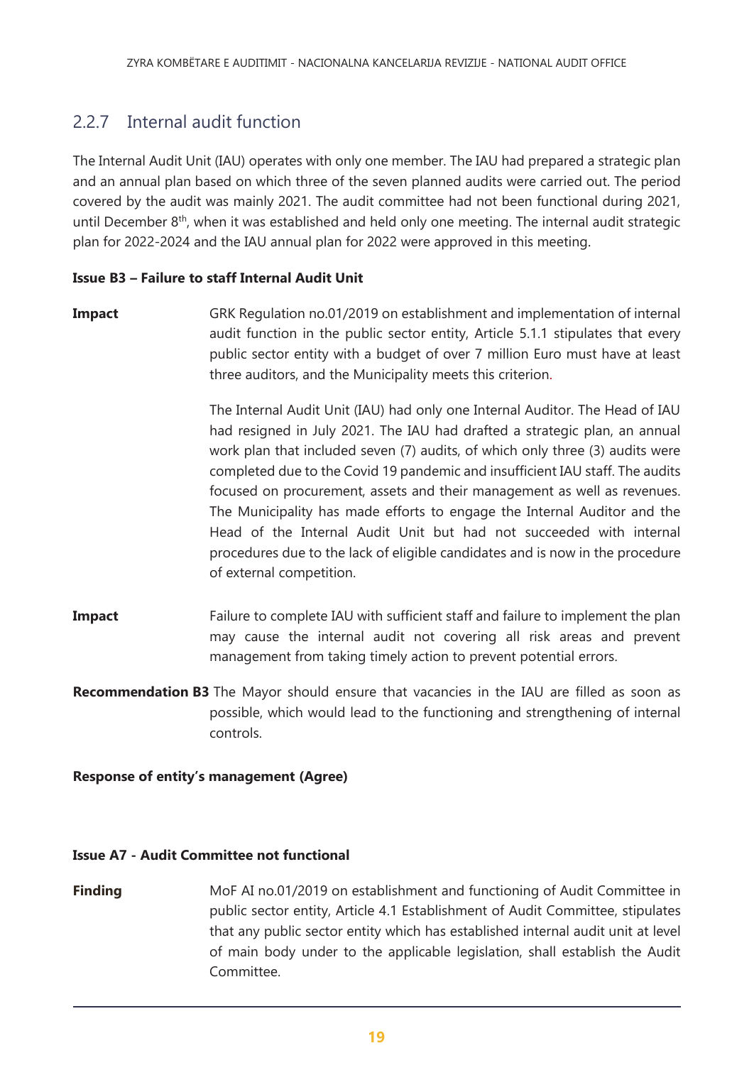## 2.2.7 Internal audit function

The Internal Audit Unit (IAU) operates with only one member. The IAU had prepared a strategic plan and an annual plan based on which three of the seven planned audits were carried out. The period covered by the audit was mainly 2021. The audit committee had not been functional during 2021, until December 8th, when it was established and held only one meeting. The internal audit strategic plan for 2022-2024 and the IAU annual plan for 2022 were approved in this meeting.

**Issue B3 – Failure to staff Internal Audit Unit**

**Impact** GRK Regulation no.01/2019 on establishment and implementation of internal audit function in the public sector entity, Article 5.1.1 stipulates that every public sector entity with a budget of over 7 million Euro must have at least three auditors, and the Municipality meets this criterion.

The Internal Audit Unit (IAU) had only one Internal Auditor. The Head of IAU had resigned in July 2021. The IAU had drafted a strategic plan, an annual work plan that included seven (7) audits, of which only three (3) audits were completed due to the Covid 19 pandemic and insufficient IAU staff. The audits focused on procurement, assets and their management as well as revenues. The Municipality has made efforts to engage the Internal Auditor and the Head of the Internal Audit Unit but had not succeeded with internal procedures due to the lack of eligible candidates and is now in the procedure of external competition.

**Impact** Failure to complete IAU with sufficient staff and failure to implement the plan may cause the internal audit not covering all risk areas and prevent management from taking timely action to prevent potential errors.

**Recommendation B3** The Mayor should ensure that vacancies in the IAU are filled as soon as possible, which would lead to the functioning and strengthening of internal controls.

**Response of entity's management (Agree)**

**Issue A7 - Audit Committee not functional**

**Finding** MoF AI no.01/2019 on establishment and functioning of Audit Committee in public sector entity, Article 4.1 Establishment of Audit Committee, stipulates that any public sector entity which has established internal audit unit at level of main body under to the applicable legislation, shall establish the Audit Committee.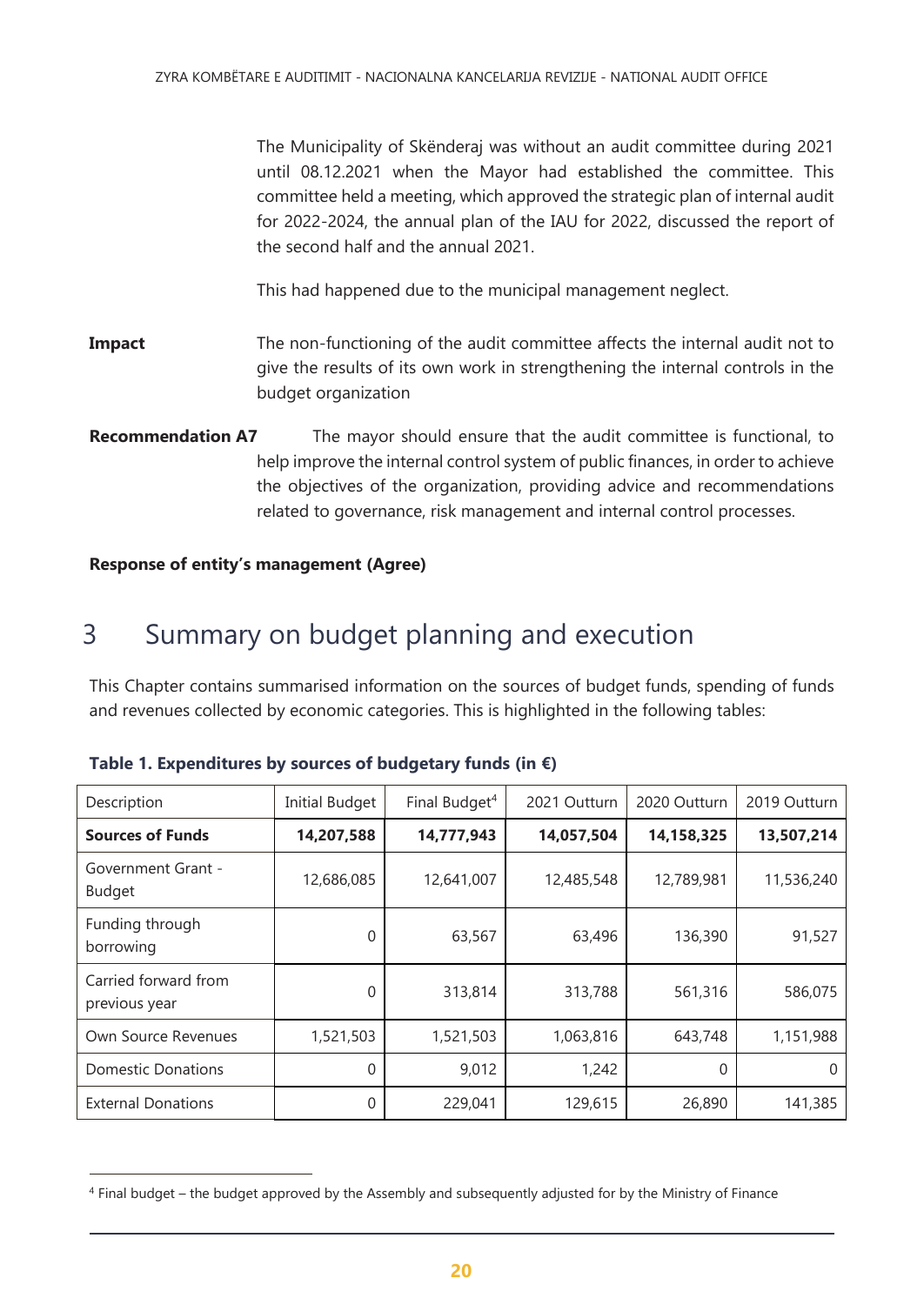The Municipality of Skënderaj was without an audit committee during 2021 until 08.12.2021 when the Mayor had established the committee. This committee held a meeting, which approved the strategic plan of internal audit for 2022-2024, the annual plan of the IAU for 2022, discussed the report of the second half and the annual 2021.

This had happened due to the municipal management neglect.

**Impact** The non-functioning of the audit committee affects the internal audit not to give the results of its own work in strengthening the internal controls in the budget organization

**Recommendation A7** The mayor should ensure that the audit committee is functional, to help improve the internal control system of public finances, in order to achieve the objectives of the organization, providing advice and recommendations related to governance, risk management and internal control processes.

**Response of entity's management (Agree)**

# 3 Summary on budget planning and execution

This Chapter contains summarised information on the sources of budget funds, spending of funds and revenues collected by economic categories. This is highlighted in the following tables:

**Table 1. Expenditures by sources of budgetary funds (in €)**

| Description | Initial Budget | Final Budget[4] | 2021 Outturn | 2020 Outturn | 2019 Outturn |
|---|---|---|---|---|---|
| **Sources of Funds** | **14,207,588** | **14,777,943** | **14,057,504** | **14,158,325** | **13,507,214** |
| Government Grant - Budget | 12,686,085 | 12,641,007 | 12,485,548 | 12,789,981 | 11,536,240 |
| Funding through borrowing | 0 | 63,567 | 63,496 | 136,390 | 91,527 |
| Carried forward from previous year | 0 | 313,814 | 313,788 | 561,316 | 586,075 |
| Own Source Revenues | 1,521,503 | 1,521,503 | 1,063,816 | 643,748 | 1,151,988 |
| Domestic Donations | 0 | 9,012 | 1,242 | 0 | 0 |
| External Donations | 0 | 229,041 | 129,615 | 26,890 | 141,385 |

[4] Final budget – the budget approved by the Assembly and subsequently adjusted for by the Ministry of Finance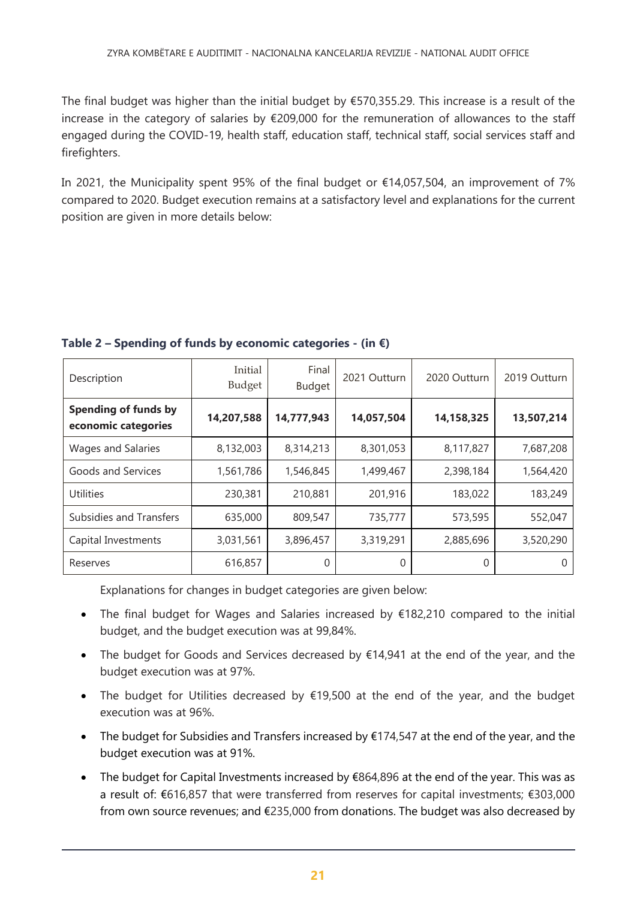The final budget was higher than the initial budget by €570,355.29. This increase is a result of the increase in the category of salaries by €209,000 for the remuneration of allowances to the staff engaged during the COVID-19, health staff, education staff, technical staff, social services staff and firefighters.

In 2021, the Municipality spent 95% of the final budget or €14,057,504, an improvement of 7% compared to 2020. Budget execution remains at a satisfactory level and explanations for the current position are given in more details below:

**Table 2 – Spending of funds by economic categories - (in €)**

| Description | Initial Budget | Final Budget | 2021 Outturn | 2020 Outturn | 2019 Outturn |
|---|---|---|---|---|---|
| **Spending of funds by economic categories** | **14,207,588** | **14,777,943** | **14,057,504** | **14,158,325** | **13,507,214** |
| Wages and Salaries | 8,132,003 | 8,314,213 | 8,301,053 | 8,117,827 | 7,687,208 |
| Goods and Services | 1,561,786 | 1,546,845 | 1,499,467 | 2,398,184 | 1,564,420 |
| Utilities | 230,381 | 210,881 | 201,916 | 183,022 | 183,249 |
| Subsidies and Transfers | 635,000 | 809,547 | 735,777 | 573,595 | 552,047 |
| Capital Investments | 3,031,561 | 3,896,457 | 3,319,291 | 2,885,696 | 3,520,290 |
| Reserves | 616,857 | 0 | 0 | 0 | 0 |

Explanations for changes in budget categories are given below:

- The final budget for Wages and Salaries increased by €182,210 compared to the initial budget, and the budget execution was at 99,84%.
- The budget for Goods and Services decreased by €14,941 at the end of the year, and the budget execution was at 97%.
- The budget for Utilities decreased by €19,500 at the end of the year, and the budget execution was at 96%.
- The budget for Subsidies and Transfers increased by €174,547 at the end of the year, and the budget execution was at 91%.
- The budget for Capital Investments increased by €864,896 at the end of the year. This was as a result of: €616,857 that were transferred from reserves for capital investments; €303,000 from own source revenues; and €235,000 from donations. The budget was also decreased by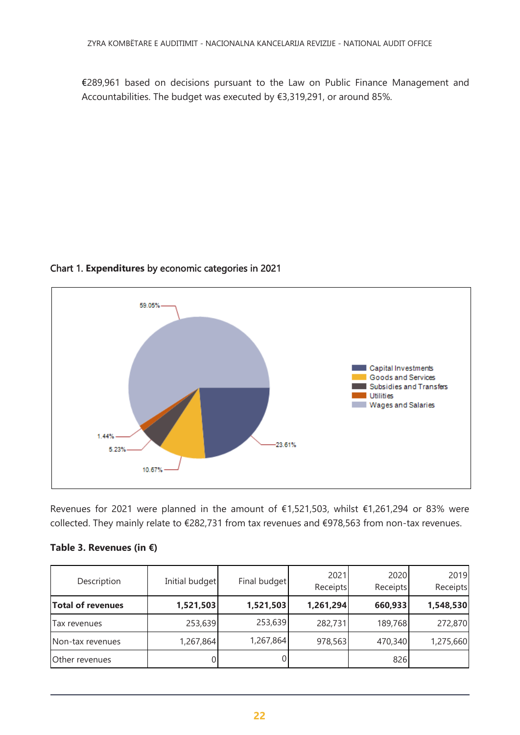€289,961 based on decisions pursuant to the Law on Public Finance Management and Accountabilities. The budget was executed by €3,319,291, or around 85%.

Chart 1. **Expenditures** by economic categories in 2021

Revenues for 2021 were planned in the amount of €1,521,503, whilst €1,261,294 or 83% were collected. They mainly relate to €282,731 from tax revenues and €978,563 from non-tax revenues.

**Table 3. Revenues (in €)**

| Description | Initial budget | Final budget | 2021 Receipts | 2020 Receipts | 2019 Receipts |
|---|---|---|---|---|---|
| **Total of revenues** | **1,521,503** | **1,521,503** | **1,261,294** | **660,933** | **1,548,530** |
| Tax revenues | 253,639 | 253,639 | 282,731 | 189,768 | 272,870 |
| Non-tax revenues | 1,267,864 | 1,267,864 | 978,563 | 470,340 | 1,275,660 |
| Other revenues | 0 | 0 | | 826 | |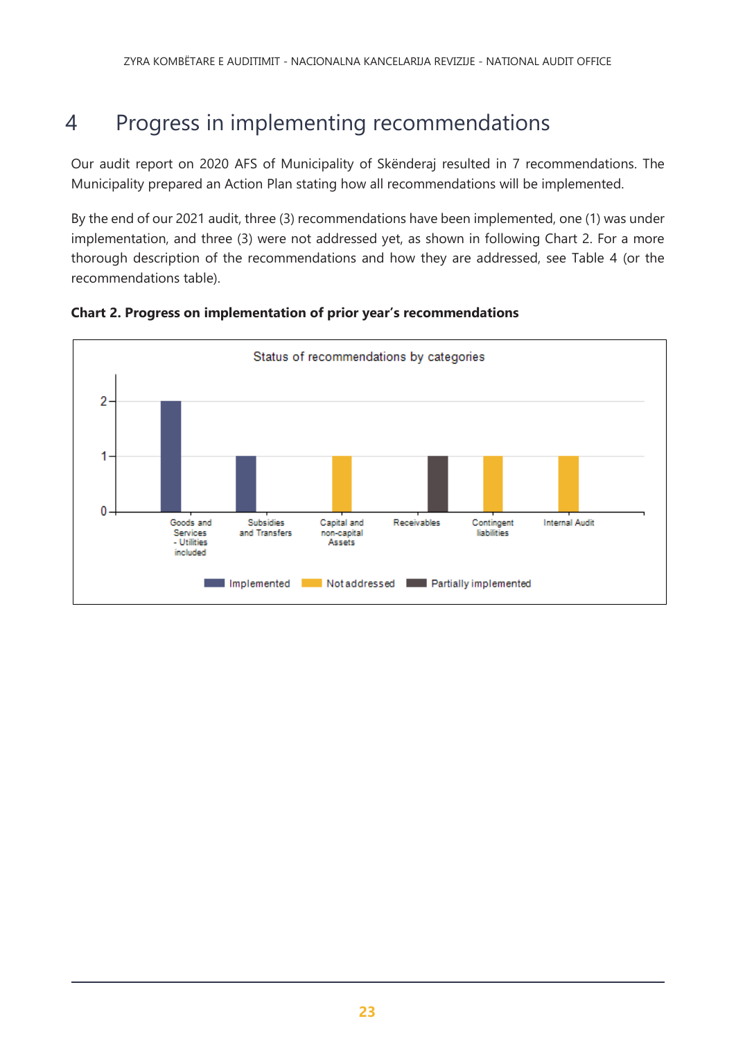# 4 Progress in implementing recommendations

Our audit report on 2020 AFS of Municipality of Skënderaj resulted in 7 recommendations. The Municipality prepared an Action Plan stating how all recommendations will be implemented.

By the end of our 2021 audit, three (3) recommendations have been implemented, one (1) was under implementation, and three (3) were not addressed yet, as shown in following Chart 2. For a more thorough description of the recommendations and how they are addressed, see Table 4 (or the recommendations table).

**Chart 2. Progress on implementation of prior year's recommendations**

Status of recommendations by categories

| Category | Implemented | Not addressed | Partially implemented |
|---|---|---|---|
| Goods and Services - Utilities included | 2 | | |
| Subsidies and Transfers | 1 | | |
| Capital and non-capital Assets | | 1 | |
| Receivables | | | 1 |
| Contingent liabilities | | 1 | |
| Internal Audit | | 1 | |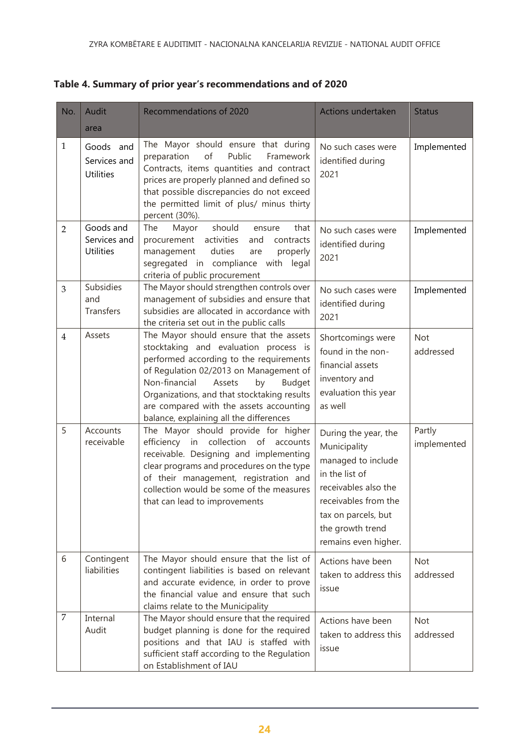**Table 4. Summary of prior year's recommendations and of 2020**

| No. | Audit area | Recommendations of 2020 | Actions undertaken | Status |
|---|---|---|---|---|
| 1 | Goods and Services and Utilities | The Mayor should ensure that during preparation of Public Framework Contracts, items quantities and contract prices are properly planned and defined so that possible discrepancies do not exceed the permitted limit of plus/ minus thirty percent (30%). | No such cases were identified during 2021 | Implemented |
| 2 | Goods and Services and Utilities | The Mayor should ensure that procurement activities and contracts management duties are properly segregated in compliance with legal criteria of public procurement | No such cases were identified during 2021 | Implemented |
| 3 | Subsidies and Transfers | The Mayor should strengthen controls over management of subsidies and ensure that subsidies are allocated in accordance with the criteria set out in the public calls | No such cases were identified during 2021 | Implemented |
| 4 | Assets | The Mayor should ensure that the assets stocktaking and evaluation process is performed according to the requirements of Regulation 02/2013 on Management of Non-financial Assets by Budget Organizations, and that stocktaking results are compared with the assets accounting balance, explaining all the differences | Shortcomings were found in the non-financial assets inventory and evaluation this year as well | Not addressed |
| 5 | Accounts receivable | The Mayor should provide for higher efficiency in collection of accounts receivable. Designing and implementing clear programs and procedures on the type of their management, registration and collection would be some of the measures that can lead to improvements | During the year, the Municipality managed to include in the list of receivables also the receivables from the tax on parcels, but the growth trend remains even higher. | Partly implemented |
| 6 | Contingent liabilities | The Mayor should ensure that the list of contingent liabilities is based on relevant and accurate evidence, in order to prove the financial value and ensure that such claims relate to the Municipality | Actions have been taken to address this issue | Not addressed |
| 7 | Internal Audit | The Mayor should ensure that the required budget planning is done for the required positions and that IAU is staffed with sufficient staff according to the Regulation on Establishment of IAU | Actions have been taken to address this issue | Not addressed |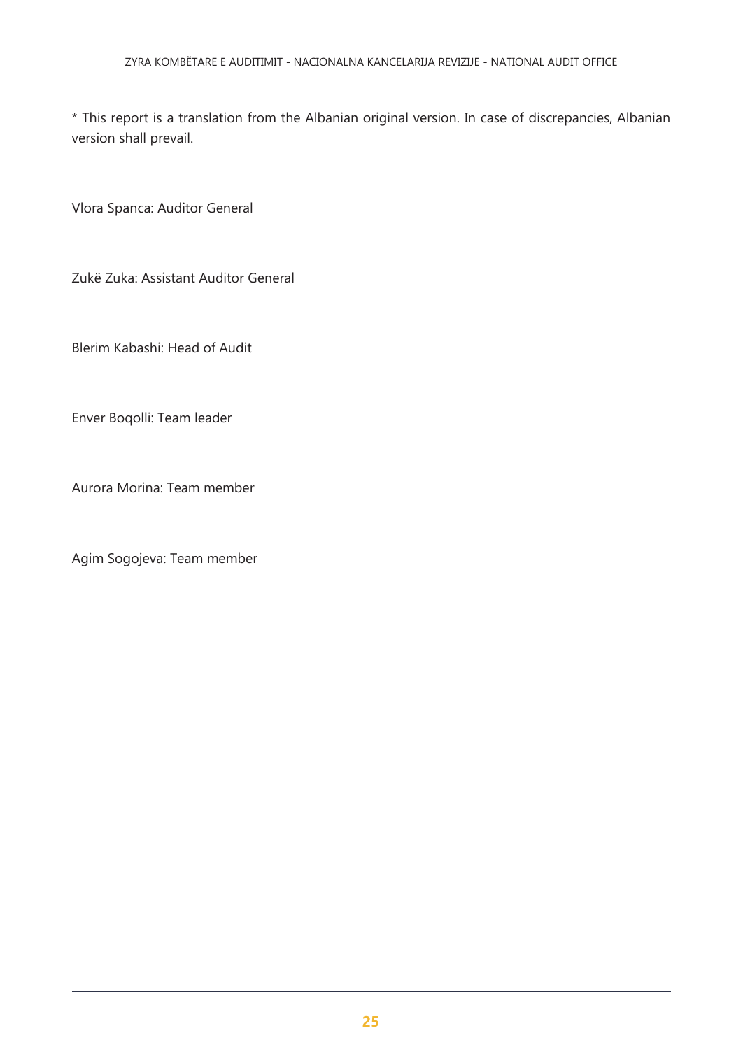* This report is a translation from the Albanian original version. In case of discrepancies, Albanian version shall prevail.

Vlora Spanca: Auditor General

Zukë Zuka: Assistant Auditor General

Blerim Kabashi: Head of Audit

Enver Boqolli: Team leader

Aurora Morina: Team member

Agim Sogojeva: Team member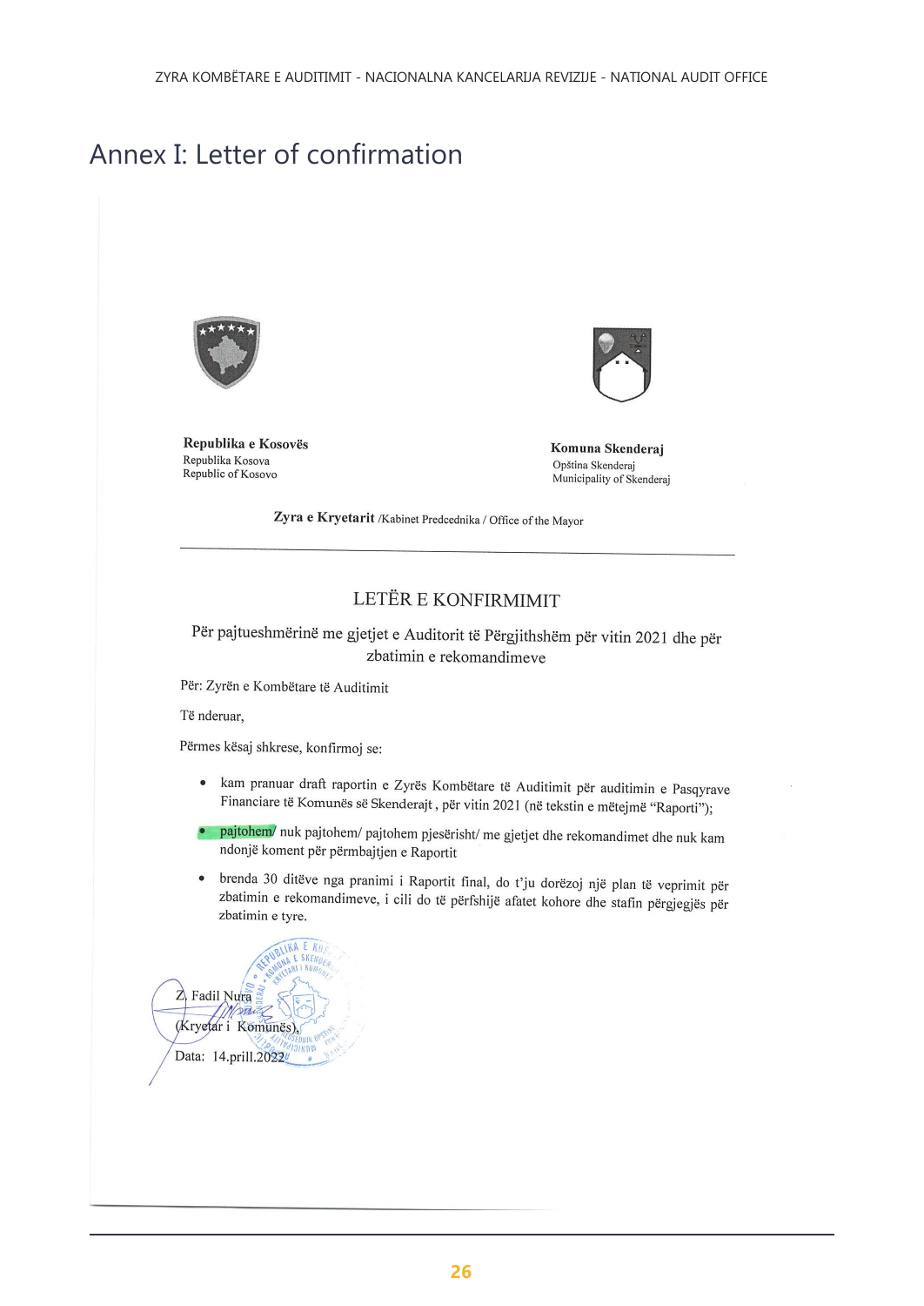# Annex I: Letter of confirmation

**Republika e Kosovës**
Republika Kosova
Republic of Kosovo

**Komuna Skenderaj**
Opština Skenderaj
Municipality of Skenderaj

**Zyra e Kryetarit** /Kabinet Predcednika / Office of the Mayor

## LETËR E KONFIRMIMIT

Për pajtueshmërinë me gjetjet e Auditorit të Përgjithshëm për vitin 2021 dhe për zbatimin e rekomandimeve

Për: Zyrën e Kombëtare të Auditimit

Të nderuar,

Përmes kësaj shkrese, konfirmoj se:

- kam pranuar draft raportin e Zyrës Kombëtare të Auditimit për auditimin e Pasqyrave Financiare të Komunës së Skenderajt , për vitin 2021 (në tekstin e mëtejmë "Raporti");
- pajtohem/ nuk pajtohem/ pajtohem pjesërisht/ me gjetjet dhe rekomandimet dhe nuk kam ndonjë koment për përmbajtjen e Raportit
- brenda 30 ditëve nga pranimi i Raportit final, do t'ju dorëzoj një plan të veprimit për zbatimin e rekomandimeve, i cili do të përfshijë afatet kohore dhe stafin përgjegjës për zbatimin e tyre.

Z. Fadil Nura

(Kryetar i Komunës),

Data: 14.prill.2022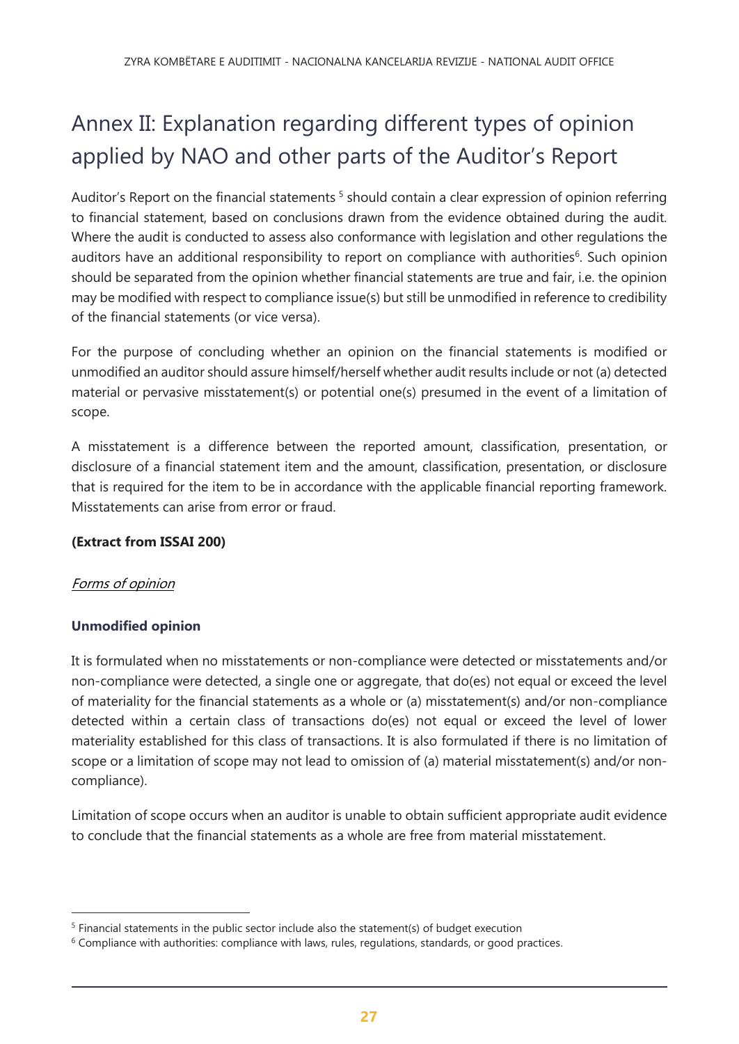# Annex II: Explanation regarding different types of opinion applied by NAO and other parts of the Auditor's Report

Auditor's Report on the financial statements [5] should contain a clear expression of opinion referring to financial statement, based on conclusions drawn from the evidence obtained during the audit. Where the audit is conducted to assess also conformance with legislation and other regulations the auditors have an additional responsibility to report on compliance with authorities[6]. Such opinion should be separated from the opinion whether financial statements are true and fair, i.e. the opinion may be modified with respect to compliance issue(s) but still be unmodified in reference to credibility of the financial statements (or vice versa).

For the purpose of concluding whether an opinion on the financial statements is modified or unmodified an auditor should assure himself/herself whether audit results include or not (a) detected material or pervasive misstatement(s) or potential one(s) presumed in the event of a limitation of scope.

A misstatement is a difference between the reported amount, classification, presentation, or disclosure of a financial statement item and the amount, classification, presentation, or disclosure that is required for the item to be in accordance with the applicable financial reporting framework. Misstatements can arise from error or fraud.

**(Extract from ISSAI 200)**

*Forms of opinion*

**Unmodified opinion**

It is formulated when no misstatements or non-compliance were detected or misstatements and/or non-compliance were detected, a single one or aggregate, that do(es) not equal or exceed the level of materiality for the financial statements as a whole or (a) misstatement(s) and/or non-compliance detected within a certain class of transactions do(es) not equal or exceed the level of lower materiality established for this class of transactions. It is also formulated if there is no limitation of scope or a limitation of scope may not lead to omission of (a) material misstatement(s) and/or non-compliance).

Limitation of scope occurs when an auditor is unable to obtain sufficient appropriate audit evidence to conclude that the financial statements as a whole are free from material misstatement.

[5] Financial statements in the public sector include also the statement(s) of budget execution

[6] Compliance with authorities: compliance with laws, rules, regulations, standards, or good practices.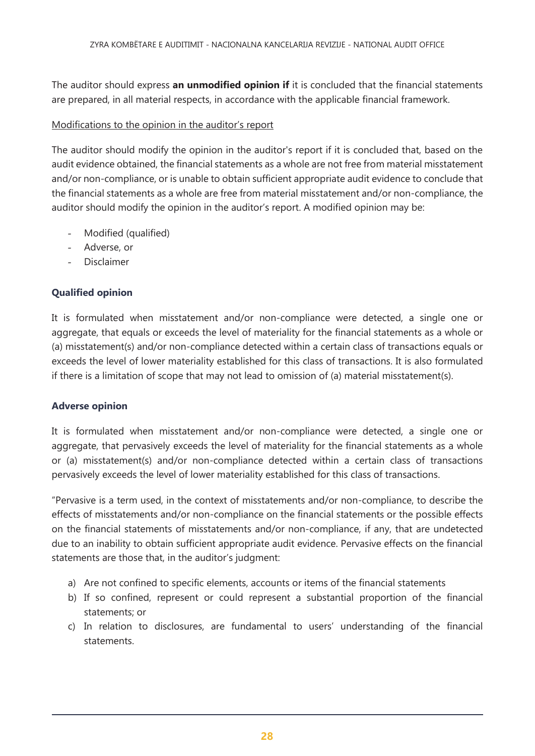The auditor should express **an unmodified opinion if** it is concluded that the financial statements are prepared, in all material respects, in accordance with the applicable financial framework.

Modifications to the opinion in the auditor's report

The auditor should modify the opinion in the auditor's report if it is concluded that, based on the audit evidence obtained, the financial statements as a whole are not free from material misstatement and/or non-compliance, or is unable to obtain sufficient appropriate audit evidence to conclude that the financial statements as a whole are free from material misstatement and/or non-compliance, the auditor should modify the opinion in the auditor's report. A modified opinion may be:

- Modified (qualified)
- Adverse, or
- Disclaimer

**Qualified opinion**

It is formulated when misstatement and/or non-compliance were detected, a single one or aggregate, that equals or exceeds the level of materiality for the financial statements as a whole or (a) misstatement(s) and/or non-compliance detected within a certain class of transactions equals or exceeds the level of lower materiality established for this class of transactions. It is also formulated if there is a limitation of scope that may not lead to omission of (a) material misstatement(s).

**Adverse opinion**

It is formulated when misstatement and/or non-compliance were detected, a single one or aggregate, that pervasively exceeds the level of materiality for the financial statements as a whole or (a) misstatement(s) and/or non-compliance detected within a certain class of transactions pervasively exceeds the level of lower materiality established for this class of transactions.

"Pervasive is a term used, in the context of misstatements and/or non-compliance, to describe the effects of misstatements and/or non-compliance on the financial statements or the possible effects on the financial statements of misstatements and/or non-compliance, if any, that are undetected due to an inability to obtain sufficient appropriate audit evidence. Pervasive effects on the financial statements are those that, in the auditor's judgment:

a) Are not confined to specific elements, accounts or items of the financial statements
b) If so confined, represent or could represent a substantial proportion of the financial statements; or
c) In relation to disclosures, are fundamental to users' understanding of the financial statements.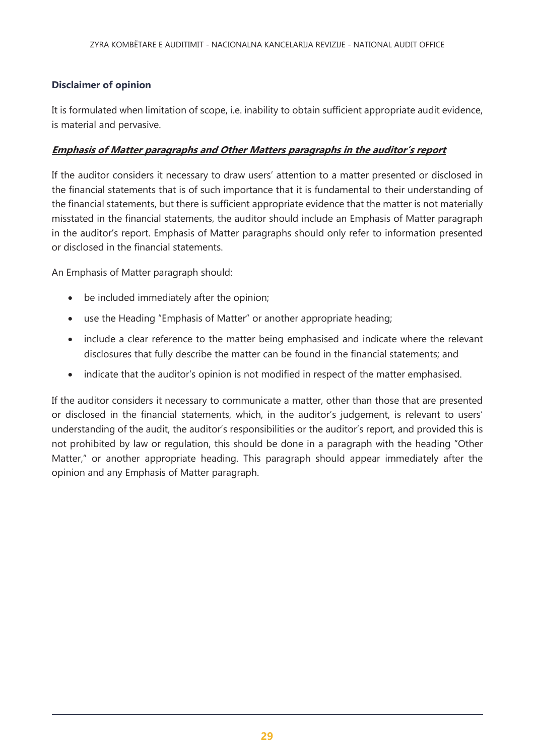**Disclaimer of opinion**

It is formulated when limitation of scope, i.e. inability to obtain sufficient appropriate audit evidence, is material and pervasive.

***Emphasis of Matter paragraphs and Other Matters paragraphs in the auditor's report***

If the auditor considers it necessary to draw users' attention to a matter presented or disclosed in the financial statements that is of such importance that it is fundamental to their understanding of the financial statements, but there is sufficient appropriate evidence that the matter is not materially misstated in the financial statements, the auditor should include an Emphasis of Matter paragraph in the auditor's report. Emphasis of Matter paragraphs should only refer to information presented or disclosed in the financial statements.

An Emphasis of Matter paragraph should:

- be included immediately after the opinion;
- use the Heading "Emphasis of Matter" or another appropriate heading;
- include a clear reference to the matter being emphasised and indicate where the relevant disclosures that fully describe the matter can be found in the financial statements; and
- indicate that the auditor's opinion is not modified in respect of the matter emphasised.

If the auditor considers it necessary to communicate a matter, other than those that are presented or disclosed in the financial statements, which, in the auditor's judgement, is relevant to users' understanding of the audit, the auditor's responsibilities or the auditor's report, and provided this is not prohibited by law or regulation, this should be done in a paragraph with the heading "Other Matter," or another appropriate heading. This paragraph should appear immediately after the opinion and any Emphasis of Matter paragraph.